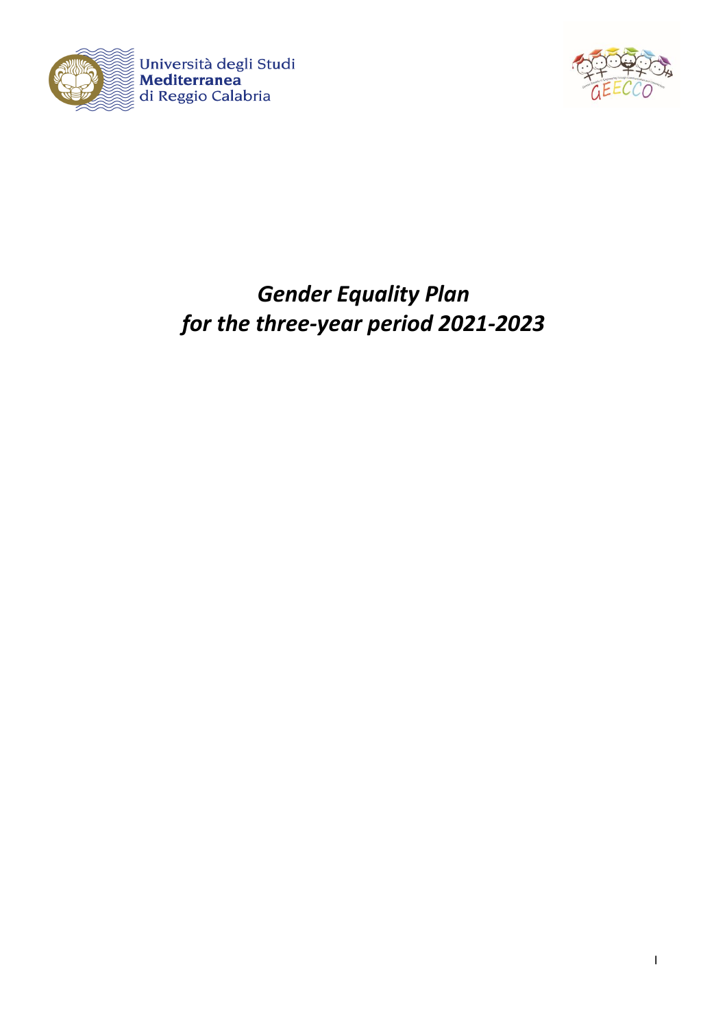Università degli Studi **Mediterranea** di Reggio Calabria

# *Gender Equality Plan for the three-year period 2021-2023*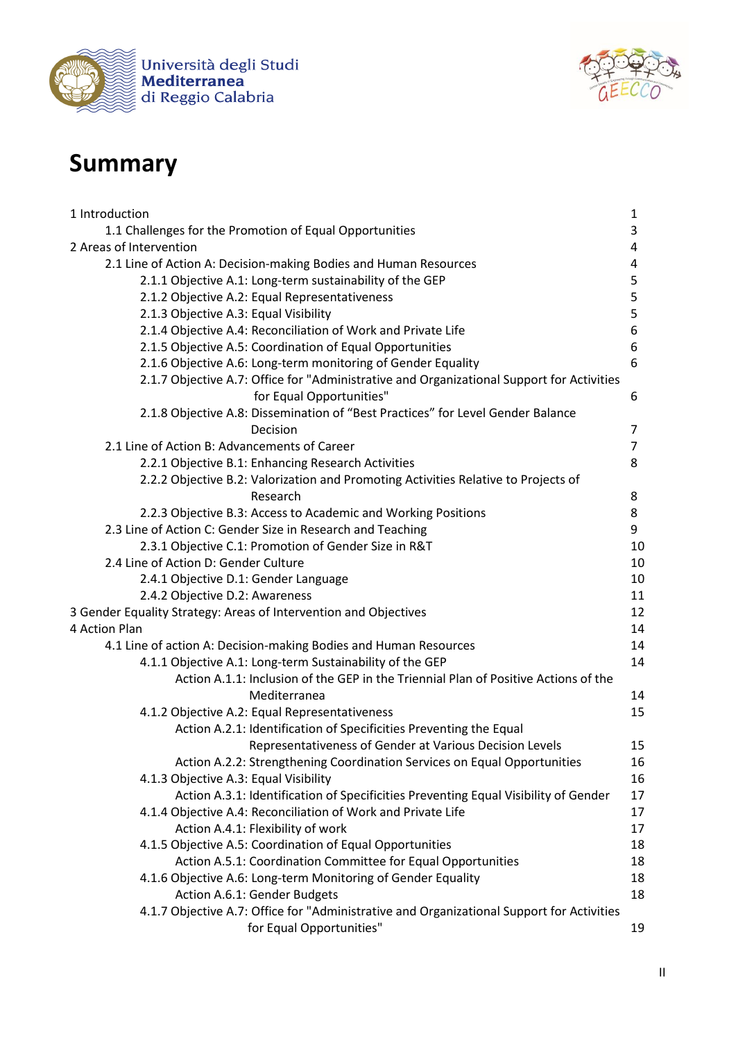# Summary

| | |
|---|---|
| 1 Introduction | 1 |
| 1.1 Challenges for the Promotion of Equal Opportunities | 3 |
| 2 Areas of Intervention | 4 |
| 2.1 Line of Action A: Decision-making Bodies and Human Resources | 4 |
| 2.1.1 Objective A.1: Long-term sustainability of the GEP | 5 |
| 2.1.2 Objective A.2: Equal Representativeness | 5 |
| 2.1.3 Objective A.3: Equal Visibility | 5 |
| 2.1.4 Objective A.4: Reconciliation of Work and Private Life | 6 |
| 2.1.5 Objective A.5: Coordination of Equal Opportunities | 6 |
| 2.1.6 Objective A.6: Long-term monitoring of Gender Equality | 6 |
| 2.1.7 Objective A.7: Office for "Administrative and Organizational Support for Activities for Equal Opportunities" | 6 |
| 2.1.8 Objective A.8: Dissemination of “Best Practices” for Level Gender Balance Decision | 7 |
| 2.1 Line of Action B: Advancements of Career | 7 |
| 2.2.1 Objective B.1: Enhancing Research Activities | 8 |
| 2.2.2 Objective B.2: Valorization and Promoting Activities Relative to Projects of Research | 8 |
| 2.2.3 Objective B.3: Access to Academic and Working Positions | 8 |
| 2.3 Line of Action C: Gender Size in Research and Teaching | 9 |
| 2.3.1 Objective C.1: Promotion of Gender Size in R&T | 10 |
| 2.4 Line of Action D: Gender Culture | 10 |
| 2.4.1 Objective D.1: Gender Language | 10 |
| 2.4.2 Objective D.2: Awareness | 11 |
| 3 Gender Equality Strategy: Areas of Intervention and Objectives | 12 |
| 4 Action Plan | 14 |
| 4.1 Line of action A: Decision-making Bodies and Human Resources | 14 |
| 4.1.1 Objective A.1: Long-term Sustainability of the GEP | 14 |
| Action A.1.1: Inclusion of the GEP in the Triennial Plan of Positive Actions of the Mediterranea | 14 |
| 4.1.2 Objective A.2: Equal Representativeness | 15 |
| Action A.2.1: Identification of Specificities Preventing the Equal Representativeness of Gender at Various Decision Levels | 15 |
| Action A.2.2: Strengthening Coordination Services on Equal Opportunities | 16 |
| 4.1.3 Objective A.3: Equal Visibility | 16 |
| Action A.3.1: Identification of Specificities Preventing Equal Visibility of Gender | 17 |
| 4.1.4 Objective A.4: Reconciliation of Work and Private Life | 17 |
| Action A.4.1: Flexibility of work | 17 |
| 4.1.5 Objective A.5: Coordination of Equal Opportunities | 18 |
| Action A.5.1: Coordination Committee for Equal Opportunities | 18 |
| 4.1.6 Objective A.6: Long-term Monitoring of Gender Equality | 18 |
| Action A.6.1: Gender Budgets | 18 |
| 4.1.7 Objective A.7: Office for "Administrative and Organizational Support for Activities for Equal Opportunities" | 19 |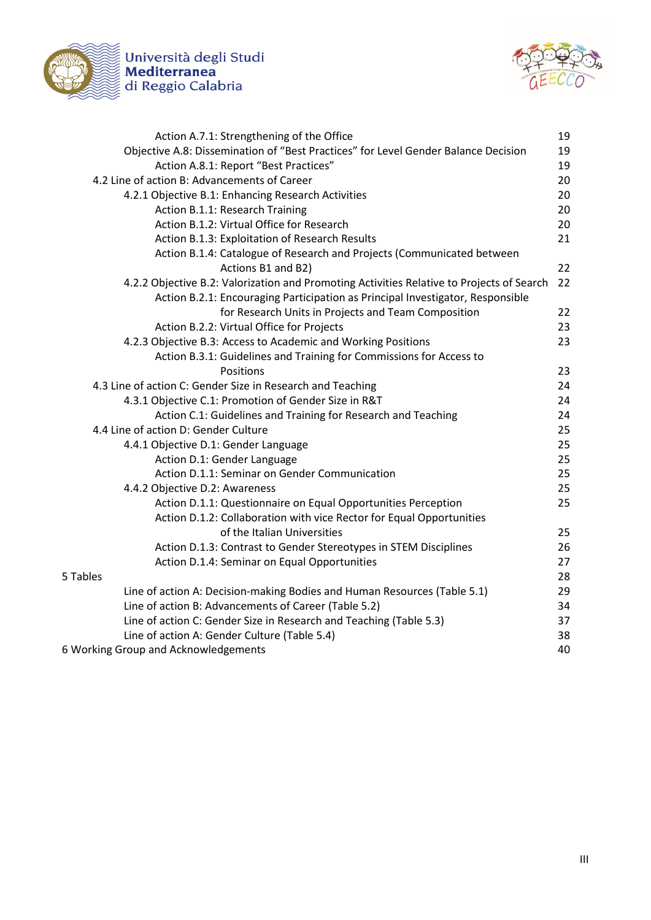Action A.7.1: Strengthening of the Office 19

Objective A.8: Dissemination of "Best Practices" for Level Gender Balance Decision 19

Action A.8.1: Report "Best Practices" 19

4.2 Line of action B: Advancements of Career 20

4.2.1 Objective B.1: Enhancing Research Activities 20

Action B.1.1: Research Training 20

Action B.1.2: Virtual Office for Research 20

Action B.1.3: Exploitation of Research Results 21

Action B.1.4: Catalogue of Research and Projects (Communicated between Actions B1 and B2) 22

4.2.2 Objective B.2: Valorization and Promoting Activities Relative to Projects of Search 22

Action B.2.1: Encouraging Participation as Principal Investigator, Responsible for Research Units in Projects and Team Composition 22

Action B.2.2: Virtual Office for Projects 23

4.2.3 Objective B.3: Access to Academic and Working Positions 23

Action B.3.1: Guidelines and Training for Commissions for Access to Positions 23

4.3 Line of action C: Gender Size in Research and Teaching 24

4.3.1 Objective C.1: Promotion of Gender Size in R&T 24

Action C.1: Guidelines and Training for Research and Teaching 24

4.4 Line of action D: Gender Culture 25

4.4.1 Objective D.1: Gender Language 25

Action D.1: Gender Language 25

Action D.1.1: Seminar on Gender Communication 25

4.4.2 Objective D.2: Awareness 25

Action D.1.1: Questionnaire on Equal Opportunities Perception 25

Action D.1.2: Collaboration with vice Rector for Equal Opportunities of the Italian Universities 25

Action D.1.3: Contrast to Gender Stereotypes in STEM Disciplines 26

Action D.1.4: Seminar on Equal Opportunities 27

5 Tables 28

Line of action A: Decision-making Bodies and Human Resources (Table 5.1) 29

Line of action B: Advancements of Career (Table 5.2) 34

Line of action C: Gender Size in Research and Teaching (Table 5.3) 37

Line of action A: Gender Culture (Table 5.4) 38

6 Working Group and Acknowledgements 40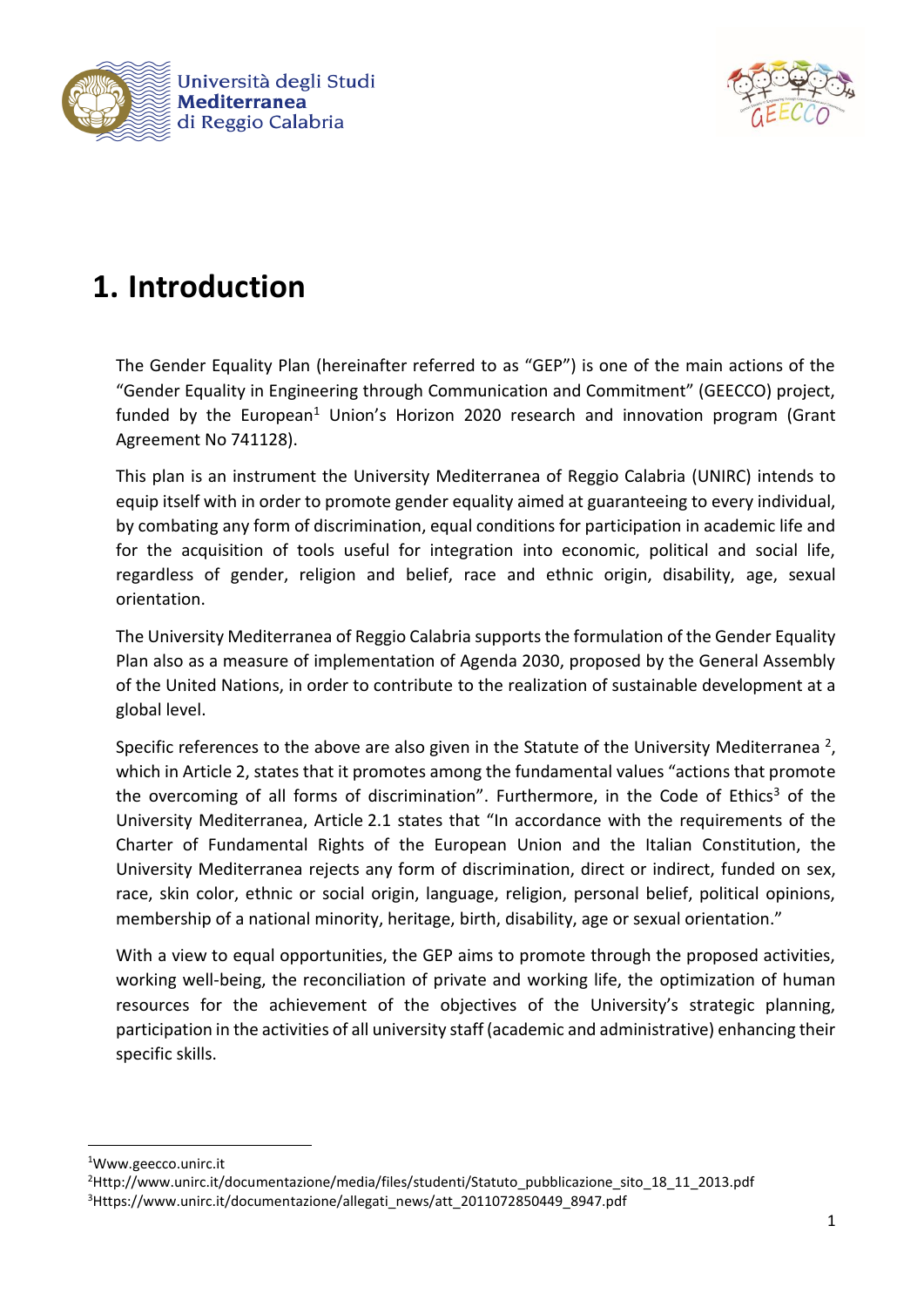# 1. Introduction

The Gender Equality Plan (hereinafter referred to as "GEP") is one of the main actions of the "Gender Equality in Engineering through Communication and Commitment" (GEECCO) project, funded by the European[1] Union's Horizon 2020 research and innovation program (Grant Agreement No 741128).

This plan is an instrument the University Mediterranea of Reggio Calabria (UNIRC) intends to equip itself with in order to promote gender equality aimed at guaranteeing to every individual, by combating any form of discrimination, equal conditions for participation in academic life and for the acquisition of tools useful for integration into economic, political and social life, regardless of gender, religion and belief, race and ethnic origin, disability, age, sexual orientation.

The University Mediterranea of Reggio Calabria supports the formulation of the Gender Equality Plan also as a measure of implementation of Agenda 2030, proposed by the General Assembly of the United Nations, in order to contribute to the realization of sustainable development at a global level.

Specific references to the above are also given in the Statute of the University Mediterranea [2], which in Article 2, states that it promotes among the fundamental values "actions that promote the overcoming of all forms of discrimination". Furthermore, in the Code of Ethics[3] of the University Mediterranea, Article 2.1 states that "In accordance with the requirements of the Charter of Fundamental Rights of the European Union and the Italian Constitution, the University Mediterranea rejects any form of discrimination, direct or indirect, funded on sex, race, skin color, ethnic or social origin, language, religion, personal belief, political opinions, membership of a national minority, heritage, birth, disability, age or sexual orientation."

With a view to equal opportunities, the GEP aims to promote through the proposed activities, working well-being, the reconciliation of private and working life, the optimization of human resources for the achievement of the objectives of the University's strategic planning, participation in the activities of all university staff (academic and administrative) enhancing their specific skills.

---

[1] Www.geecco.unirc.it

[2] Http://www.unirc.it/documentazione/media/files/studenti/Statuto_pubblicazione_sito_18_11_2013.pdf

[3] Https://www.unirc.it/documentazione/allegati_news/att_2011072850449_8947.pdf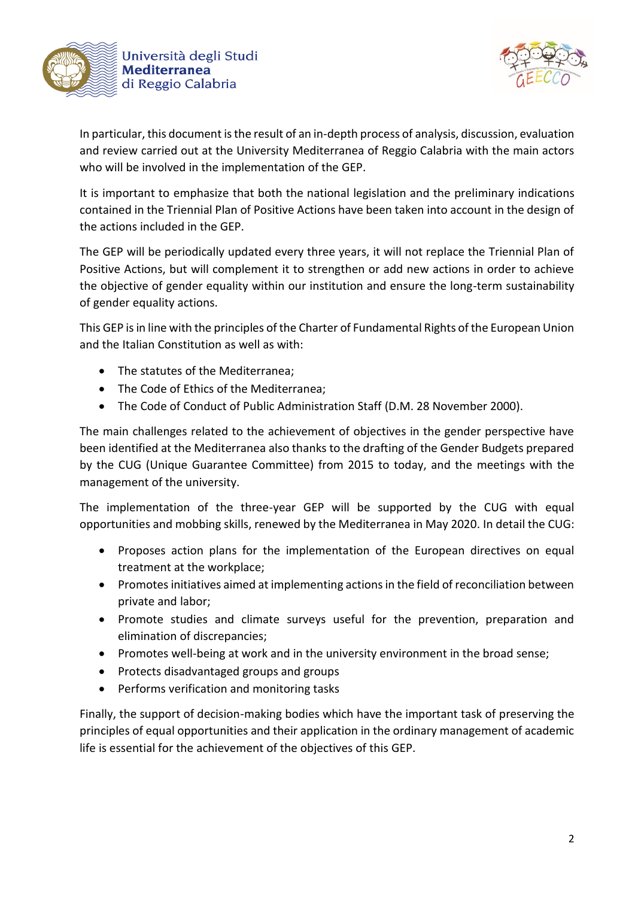In particular, this document is the result of an in-depth process of analysis, discussion, evaluation and review carried out at the University Mediterranea of Reggio Calabria with the main actors who will be involved in the implementation of the GEP.

It is important to emphasize that both the national legislation and the preliminary indications contained in the Triennial Plan of Positive Actions have been taken into account in the design of the actions included in the GEP.

The GEP will be periodically updated every three years, it will not replace the Triennial Plan of Positive Actions, but will complement it to strengthen or add new actions in order to achieve the objective of gender equality within our institution and ensure the long-term sustainability of gender equality actions.

This GEP is in line with the principles of the Charter of Fundamental Rights of the European Union and the Italian Constitution as well as with:

- The statutes of the Mediterranea;
- The Code of Ethics of the Mediterranea;
- The Code of Conduct of Public Administration Staff (D.M. 28 November 2000).

The main challenges related to the achievement of objectives in the gender perspective have been identified at the Mediterranea also thanks to the drafting of the Gender Budgets prepared by the CUG (Unique Guarantee Committee) from 2015 to today, and the meetings with the management of the university.

The implementation of the three-year GEP will be supported by the CUG with equal opportunities and mobbing skills, renewed by the Mediterranea in May 2020. In detail the CUG:

- Proposes action plans for the implementation of the European directives on equal treatment at the workplace;
- Promotes initiatives aimed at implementing actions in the field of reconciliation between private and labor;
- Promote studies and climate surveys useful for the prevention, preparation and elimination of discrepancies;
- Promotes well-being at work and in the university environment in the broad sense;
- Protects disadvantaged groups and groups
- Performs verification and monitoring tasks

Finally, the support of decision-making bodies which have the important task of preserving the principles of equal opportunities and their application in the ordinary management of academic life is essential for the achievement of the objectives of this GEP.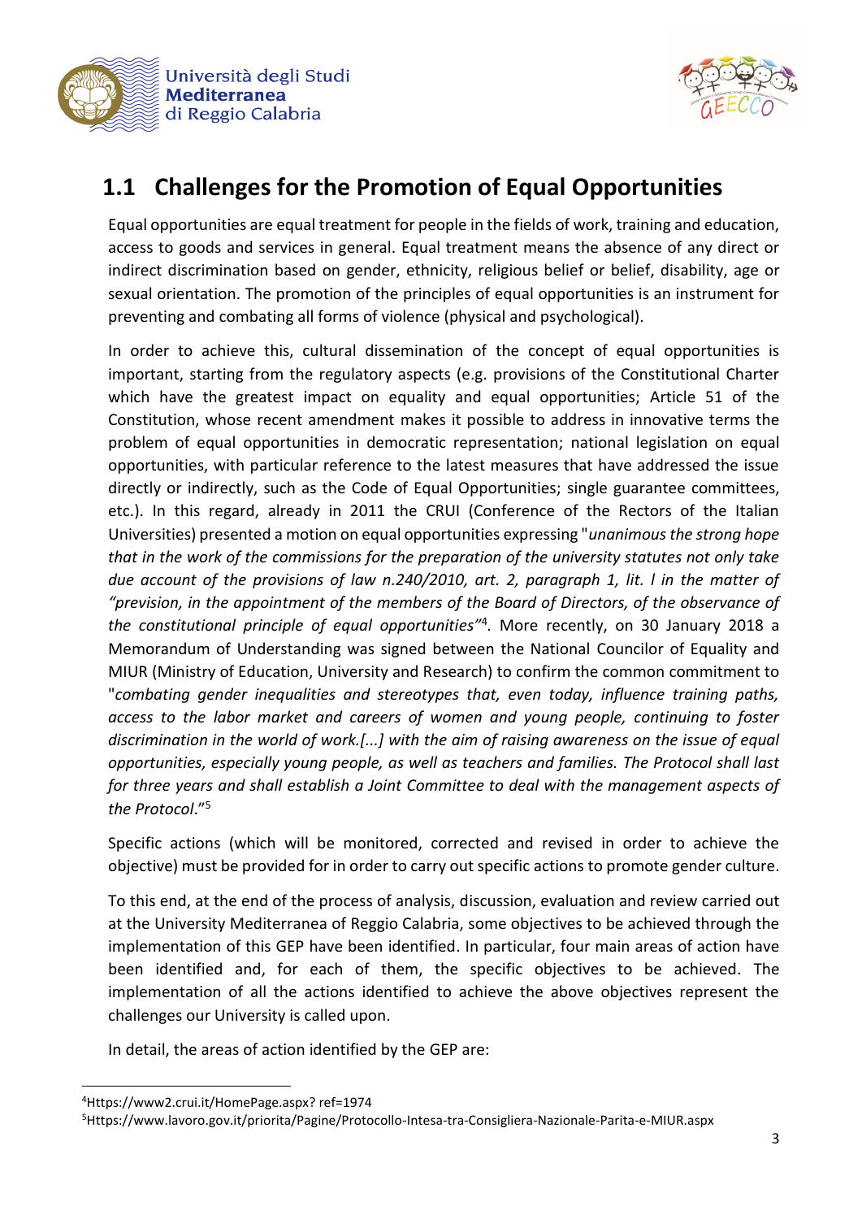## 1.1 Challenges for the Promotion of Equal Opportunities

Equal opportunities are equal treatment for people in the fields of work, training and education, access to goods and services in general. Equal treatment means the absence of any direct or indirect discrimination based on gender, ethnicity, religious belief or belief, disability, age or sexual orientation. The promotion of the principles of equal opportunities is an instrument for preventing and combating all forms of violence (physical and psychological).

In order to achieve this, cultural dissemination of the concept of equal opportunities is important, starting from the regulatory aspects (e.g. provisions of the Constitutional Charter which have the greatest impact on equality and equal opportunities; Article 51 of the Constitution, whose recent amendment makes it possible to address in innovative terms the problem of equal opportunities in democratic representation; national legislation on equal opportunities, with particular reference to the latest measures that have addressed the issue directly or indirectly, such as the Code of Equal Opportunities; single guarantee committees, etc.). In this regard, already in 2011 the CRUI (Conference of the Rectors of the Italian Universities) presented a motion on equal opportunities expressing "*unanimous the strong hope that in the work of the commissions for the preparation of the university statutes not only take due account of the provisions of law n.240/2010, art. 2, paragraph 1, lit. l in the matter of "prevision, in the appointment of the members of the Board of Directors, of the observance of the constitutional principle of equal opportunities"*[4]. More recently, on 30 January 2018 a Memorandum of Understanding was signed between the National Councilor of Equality and MIUR (Ministry of Education, University and Research) to confirm the common commitment to "*combating gender inequalities and stereotypes that, even today, influence training paths, access to the labor market and careers of women and young people, continuing to foster discrimination in the world of work.[...] with the aim of raising awareness on the issue of equal opportunities, especially young people, as well as teachers and families. The Protocol shall last for three years and shall establish a Joint Committee to deal with the management aspects of the Protocol*."[5]

Specific actions (which will be monitored, corrected and revised in order to achieve the objective) must be provided for in order to carry out specific actions to promote gender culture.

To this end, at the end of the process of analysis, discussion, evaluation and review carried out at the University Mediterranea of Reggio Calabria, some objectives to be achieved through the implementation of this GEP have been identified. In particular, four main areas of action have been identified and, for each of them, the specific objectives to be achieved. The implementation of all the actions identified to achieve the above objectives represent the challenges our University is called upon.

In detail, the areas of action identified by the GEP are:

---

[4] Https://www2.crui.it/HomePage.aspx? ref=1974

[5] Https://www.lavoro.gov.it/priorita/Pagine/Protocollo-Intesa-tra-Consigliera-Nazionale-Parita-e-MIUR.aspx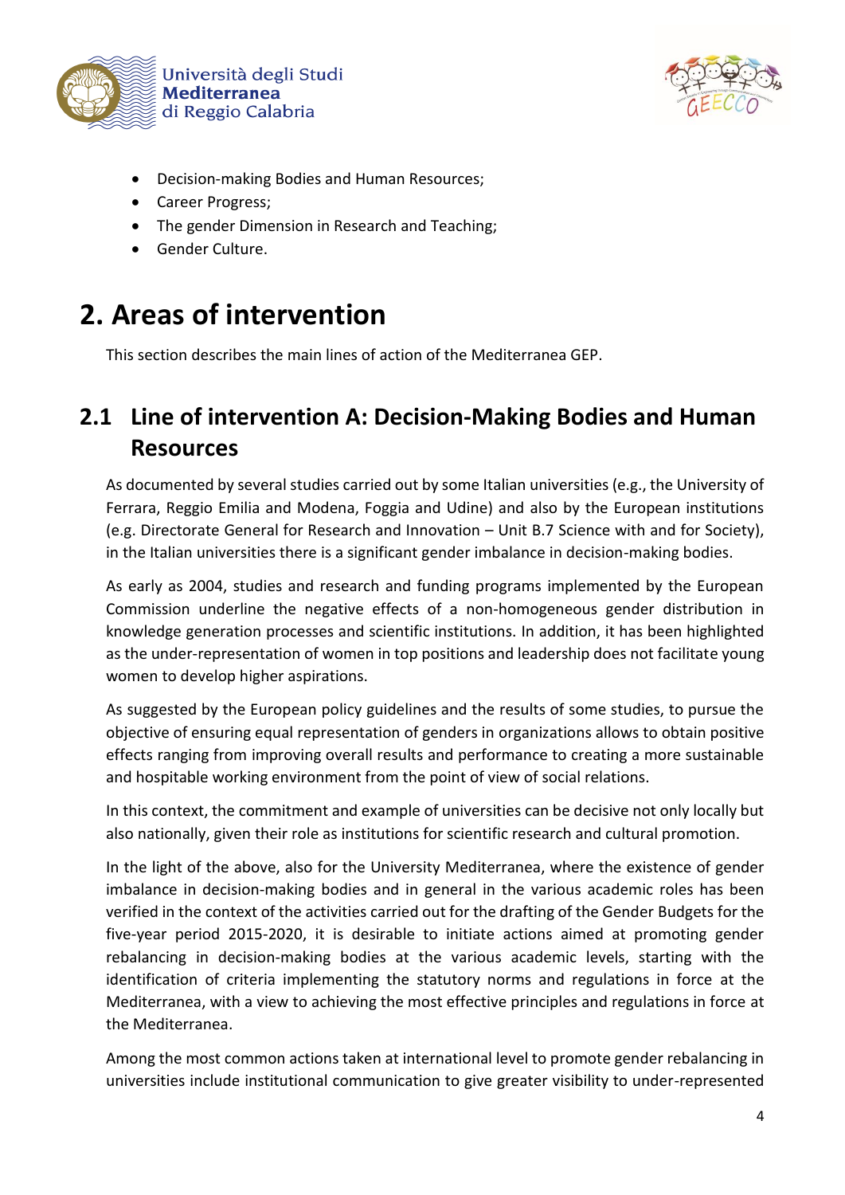- Decision-making Bodies and Human Resources;
- Career Progress;
- The gender Dimension in Research and Teaching;
- Gender Culture.

# 2. Areas of intervention

This section describes the main lines of action of the Mediterranea GEP.

## 2.1 Line of intervention A: Decision-Making Bodies and Human Resources

As documented by several studies carried out by some Italian universities (e.g., the University of Ferrara, Reggio Emilia and Modena, Foggia and Udine) and also by the European institutions (e.g. Directorate General for Research and Innovation – Unit B.7 Science with and for Society), in the Italian universities there is a significant gender imbalance in decision-making bodies.

As early as 2004, studies and research and funding programs implemented by the European Commission underline the negative effects of a non-homogeneous gender distribution in knowledge generation processes and scientific institutions. In addition, it has been highlighted as the under-representation of women in top positions and leadership does not facilitate young women to develop higher aspirations.

As suggested by the European policy guidelines and the results of some studies, to pursue the objective of ensuring equal representation of genders in organizations allows to obtain positive effects ranging from improving overall results and performance to creating a more sustainable and hospitable working environment from the point of view of social relations.

In this context, the commitment and example of universities can be decisive not only locally but also nationally, given their role as institutions for scientific research and cultural promotion.

In the light of the above, also for the University Mediterranea, where the existence of gender imbalance in decision-making bodies and in general in the various academic roles has been verified in the context of the activities carried out for the drafting of the Gender Budgets for the five-year period 2015-2020, it is desirable to initiate actions aimed at promoting gender rebalancing in decision-making bodies at the various academic levels, starting with the identification of criteria implementing the statutory norms and regulations in force at the Mediterranea, with a view to achieving the most effective principles and regulations in force at the Mediterranea.

Among the most common actions taken at international level to promote gender rebalancing in universities include institutional communication to give greater visibility to under-represented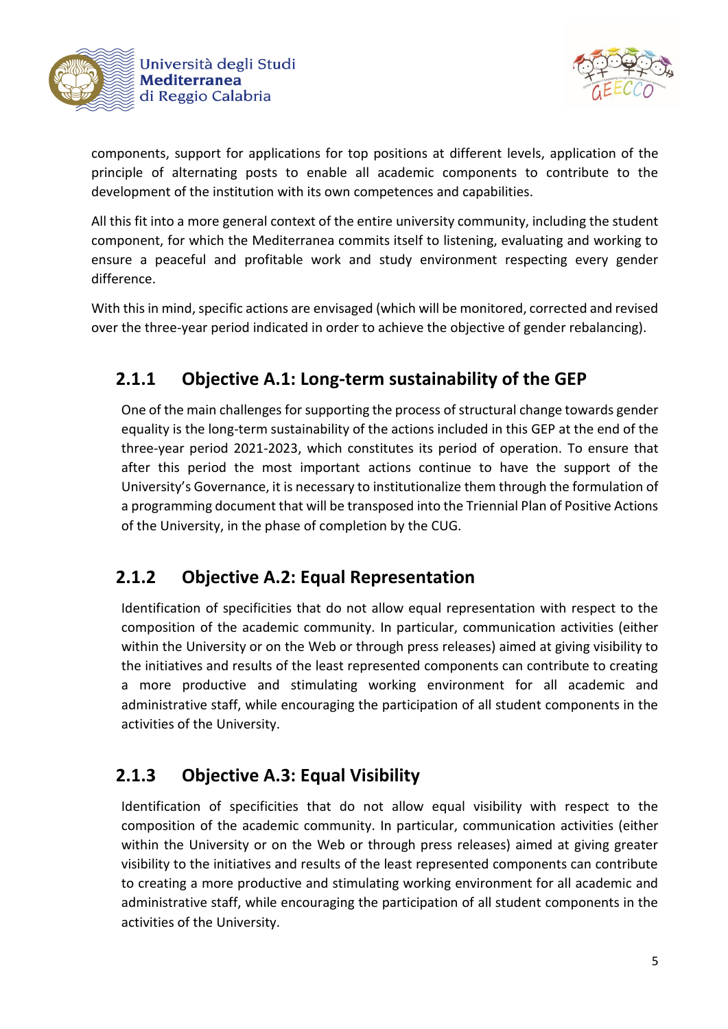components, support for applications for top positions at different levels, application of the principle of alternating posts to enable all academic components to contribute to the development of the institution with its own competences and capabilities.

All this fit into a more general context of the entire university community, including the student component, for which the Mediterranea commits itself to listening, evaluating and working to ensure a peaceful and profitable work and study environment respecting every gender difference.

With this in mind, specific actions are envisaged (which will be monitored, corrected and revised over the three-year period indicated in order to achieve the objective of gender rebalancing).

### 2.1.1 Objective A.1: Long-term sustainability of the GEP

One of the main challenges for supporting the process of structural change towards gender equality is the long-term sustainability of the actions included in this GEP at the end of the three-year period 2021-2023, which constitutes its period of operation. To ensure that after this period the most important actions continue to have the support of the University's Governance, it is necessary to institutionalize them through the formulation of a programming document that will be transposed into the Triennial Plan of Positive Actions of the University, in the phase of completion by the CUG.

### 2.1.2 Objective A.2: Equal Representation

Identification of specificities that do not allow equal representation with respect to the composition of the academic community. In particular, communication activities (either within the University or on the Web or through press releases) aimed at giving visibility to the initiatives and results of the least represented components can contribute to creating a more productive and stimulating working environment for all academic and administrative staff, while encouraging the participation of all student components in the activities of the University.

### 2.1.3 Objective A.3: Equal Visibility

Identification of specificities that do not allow equal visibility with respect to the composition of the academic community. In particular, communication activities (either within the University or on the Web or through press releases) aimed at giving greater visibility to the initiatives and results of the least represented components can contribute to creating a more productive and stimulating working environment for all academic and administrative staff, while encouraging the participation of all student components in the activities of the University.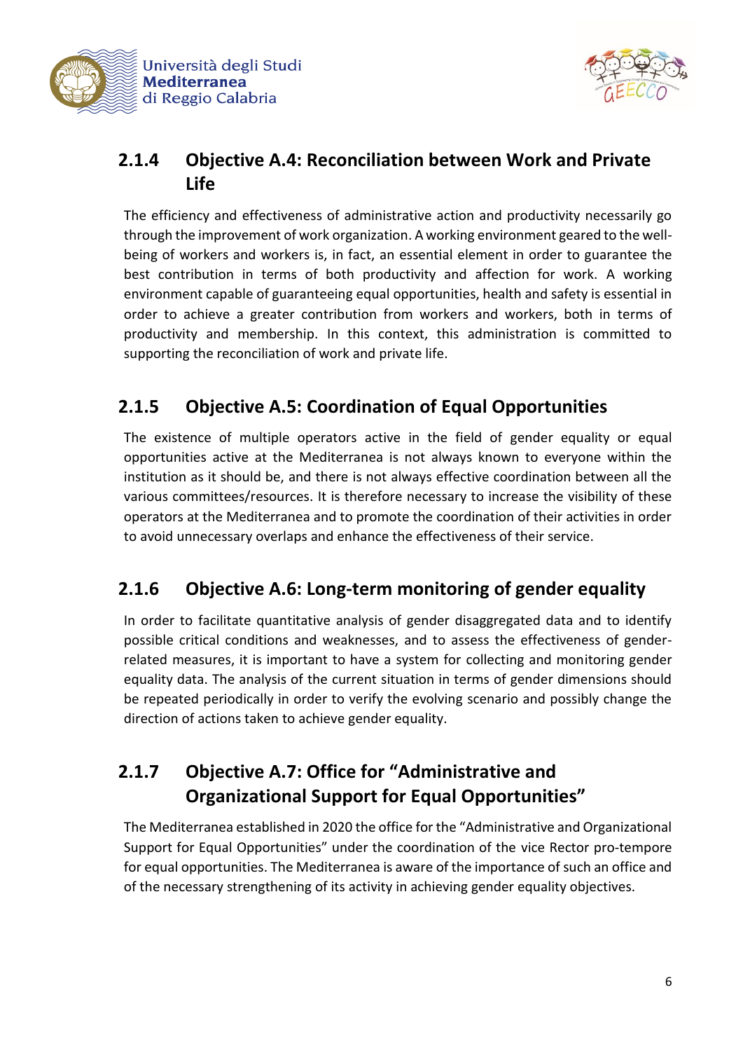### 2.1.4 Objective A.4: Reconciliation between Work and Private Life

The efficiency and effectiveness of administrative action and productivity necessarily go through the improvement of work organization. A working environment geared to the well-being of workers and workers is, in fact, an essential element in order to guarantee the best contribution in terms of both productivity and affection for work. A working environment capable of guaranteeing equal opportunities, health and safety is essential in order to achieve a greater contribution from workers and workers, both in terms of productivity and membership. In this context, this administration is committed to supporting the reconciliation of work and private life.

### 2.1.5 Objective A.5: Coordination of Equal Opportunities

The existence of multiple operators active in the field of gender equality or equal opportunities active at the Mediterranea is not always known to everyone within the institution as it should be, and there is not always effective coordination between all the various committees/resources. It is therefore necessary to increase the visibility of these operators at the Mediterranea and to promote the coordination of their activities in order to avoid unnecessary overlaps and enhance the effectiveness of their service.

### 2.1.6 Objective A.6: Long-term monitoring of gender equality

In order to facilitate quantitative analysis of gender disaggregated data and to identify possible critical conditions and weaknesses, and to assess the effectiveness of gender-related measures, it is important to have a system for collecting and monitoring gender equality data. The analysis of the current situation in terms of gender dimensions should be repeated periodically in order to verify the evolving scenario and possibly change the direction of actions taken to achieve gender equality.

### 2.1.7 Objective A.7: Office for "Administrative and Organizational Support for Equal Opportunities"

The Mediterranea established in 2020 the office for the "Administrative and Organizational Support for Equal Opportunities" under the coordination of the vice Rector pro-tempore for equal opportunities. The Mediterranea is aware of the importance of such an office and of the necessary strengthening of its activity in achieving gender equality objectives.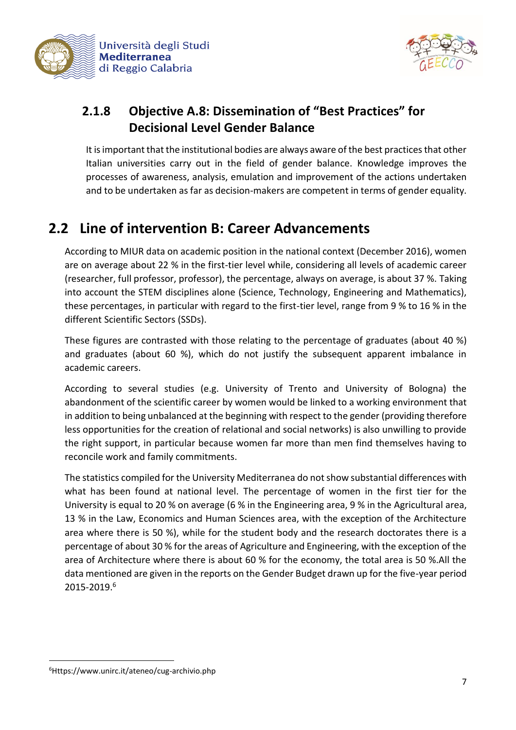### 2.1.8 Objective A.8: Dissemination of "Best Practices" for Decisional Level Gender Balance

It is important that the institutional bodies are always aware of the best practices that other Italian universities carry out in the field of gender balance. Knowledge improves the processes of awareness, analysis, emulation and improvement of the actions undertaken and to be undertaken as far as decision-makers are competent in terms of gender equality.

## 2.2 Line of intervention B: Career Advancements

According to MIUR data on academic position in the national context (December 2016), women are on average about 22 % in the first-tier level while, considering all levels of academic career (researcher, full professor, professor), the percentage, always on average, is about 37 %. Taking into account the STEM disciplines alone (Science, Technology, Engineering and Mathematics), these percentages, in particular with regard to the first-tier level, range from 9 % to 16 % in the different Scientific Sectors (SSDs).

These figures are contrasted with those relating to the percentage of graduates (about 40 %) and graduates (about 60 %), which do not justify the subsequent apparent imbalance in academic careers.

According to several studies (e.g. University of Trento and University of Bologna) the abandonment of the scientific career by women would be linked to a working environment that in addition to being unbalanced at the beginning with respect to the gender (providing therefore less opportunities for the creation of relational and social networks) is also unwilling to provide the right support, in particular because women far more than men find themselves having to reconcile work and family commitments.

The statistics compiled for the University Mediterranea do not show substantial differences with what has been found at national level. The percentage of women in the first tier for the University is equal to 20 % on average (6 % in the Engineering area, 9 % in the Agricultural area, 13 % in the Law, Economics and Human Sciences area, with the exception of the Architecture area where there is 50 %), while for the student body and the research doctorates there is a percentage of about 30 % for the areas of Agriculture and Engineering, with the exception of the area of Architecture where there is about 60 % for the economy, the total area is 50 %.All the data mentioned are given in the reports on the Gender Budget drawn up for the five-year period 2015-2019.[6]

[6]Https://www.unirc.it/ateneo/cug-archivio.php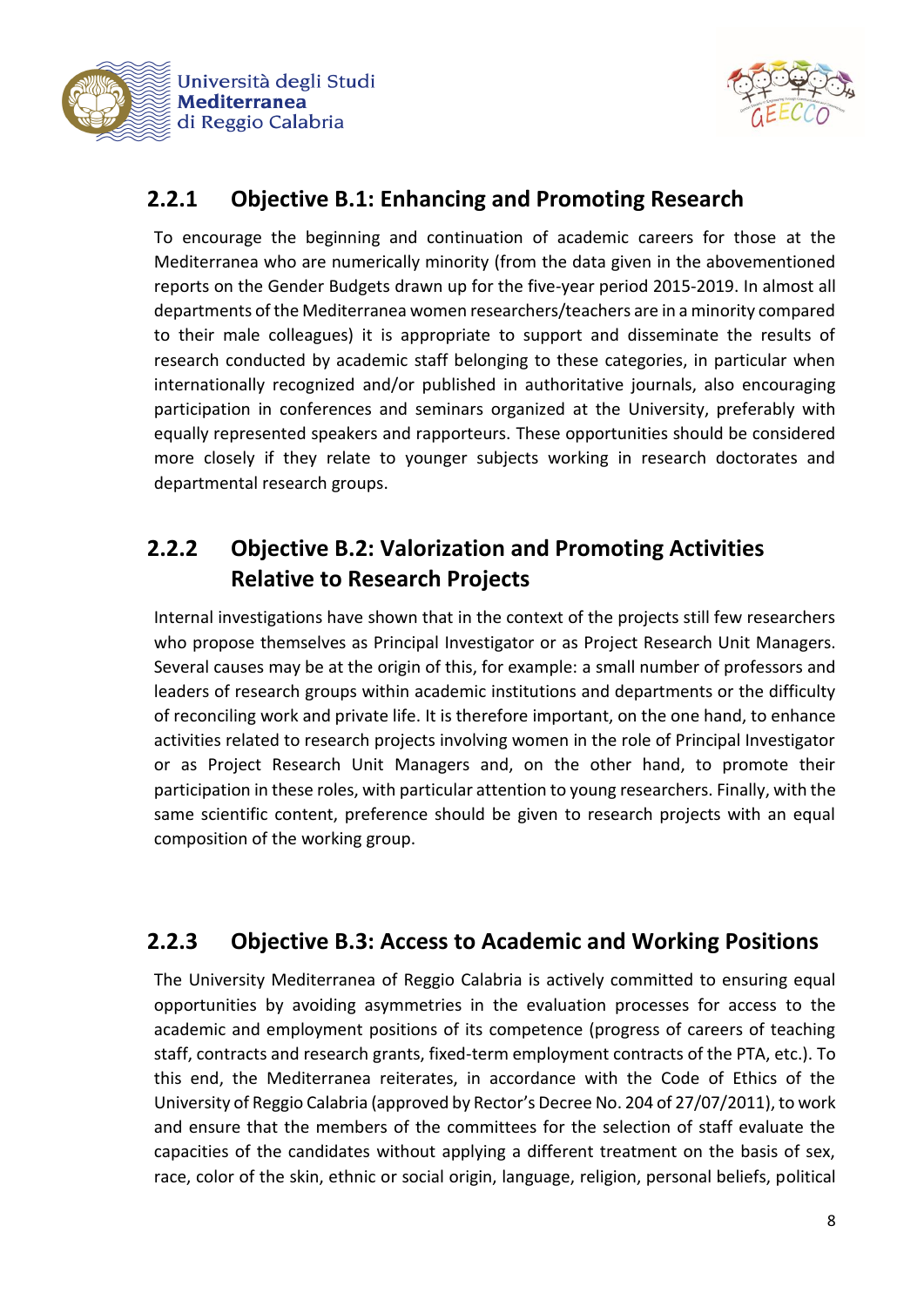### 2.2.1 Objective B.1: Enhancing and Promoting Research

To encourage the beginning and continuation of academic careers for those at the Mediterranea who are numerically minority (from the data given in the abovementioned reports on the Gender Budgets drawn up for the five-year period 2015-2019. In almost all departments of the Mediterranea women researchers/teachers are in a minority compared to their male colleagues) it is appropriate to support and disseminate the results of research conducted by academic staff belonging to these categories, in particular when internationally recognized and/or published in authoritative journals, also encouraging participation in conferences and seminars organized at the University, preferably with equally represented speakers and rapporteurs. These opportunities should be considered more closely if they relate to younger subjects working in research doctorates and departmental research groups.

### 2.2.2 Objective B.2: Valorization and Promoting Activities Relative to Research Projects

Internal investigations have shown that in the context of the projects still few researchers who propose themselves as Principal Investigator or as Project Research Unit Managers. Several causes may be at the origin of this, for example: a small number of professors and leaders of research groups within academic institutions and departments or the difficulty of reconciling work and private life. It is therefore important, on the one hand, to enhance activities related to research projects involving women in the role of Principal Investigator or as Project Research Unit Managers and, on the other hand, to promote their participation in these roles, with particular attention to young researchers. Finally, with the same scientific content, preference should be given to research projects with an equal composition of the working group.

### 2.2.3 Objective B.3: Access to Academic and Working Positions

The University Mediterranea of Reggio Calabria is actively committed to ensuring equal opportunities by avoiding asymmetries in the evaluation processes for access to the academic and employment positions of its competence (progress of careers of teaching staff, contracts and research grants, fixed-term employment contracts of the PTA, etc.). To this end, the Mediterranea reiterates, in accordance with the Code of Ethics of the University of Reggio Calabria (approved by Rector's Decree No. 204 of 27/07/2011), to work and ensure that the members of the committees for the selection of staff evaluate the capacities of the candidates without applying a different treatment on the basis of sex, race, color of the skin, ethnic or social origin, language, religion, personal beliefs, political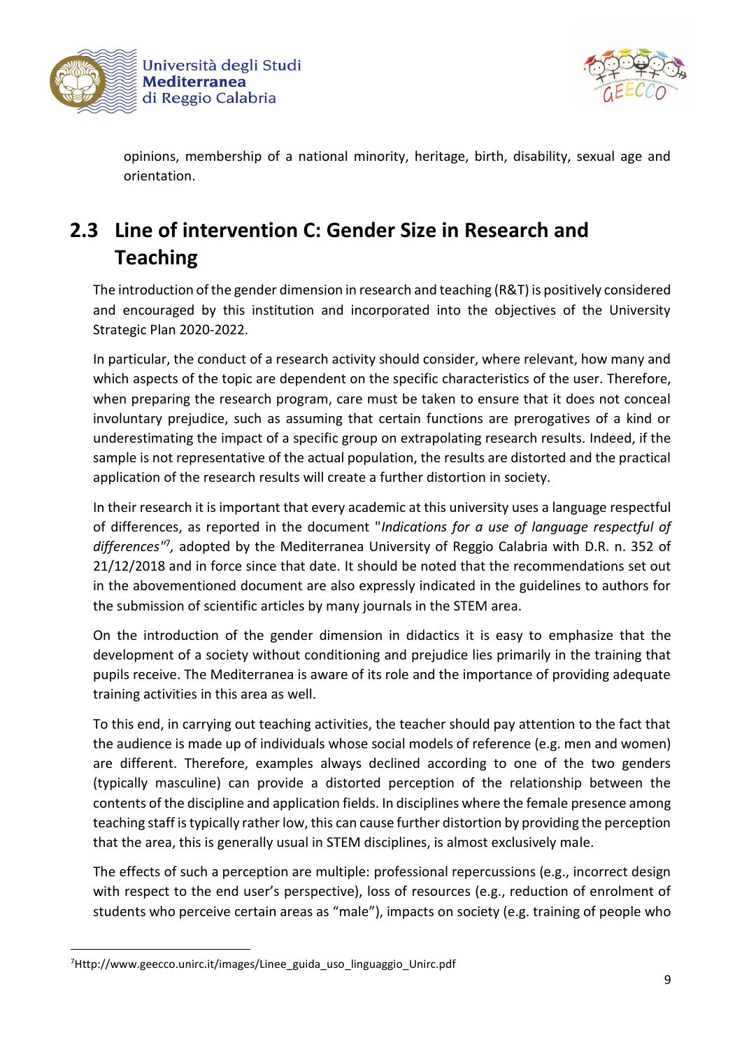opinions, membership of a national minority, heritage, birth, disability, sexual age and orientation.

## 2.3 Line of intervention C: Gender Size in Research and Teaching

The introduction of the gender dimension in research and teaching (R&T) is positively considered and encouraged by this institution and incorporated into the objectives of the University Strategic Plan 2020-2022.

In particular, the conduct of a research activity should consider, where relevant, how many and which aspects of the topic are dependent on the specific characteristics of the user. Therefore, when preparing the research program, care must be taken to ensure that it does not conceal involuntary prejudice, such as assuming that certain functions are prerogatives of a kind or underestimating the impact of a specific group on extrapolating research results. Indeed, if the sample is not representative of the actual population, the results are distorted and the practical application of the research results will create a further distortion in society.

In their research it is important that every academic at this university uses a language respectful of differences, as reported in the document "*Indications for a use of language respectful of differences*"[7], adopted by the Mediterranea University of Reggio Calabria with D.R. n. 352 of 21/12/2018 and in force since that date. It should be noted that the recommendations set out in the abovementioned document are also expressly indicated in the guidelines to authors for the submission of scientific articles by many journals in the STEM area.

On the introduction of the gender dimension in didactics it is easy to emphasize that the development of a society without conditioning and prejudice lies primarily in the training that pupils receive. The Mediterranea is aware of its role and the importance of providing adequate training activities in this area as well.

To this end, in carrying out teaching activities, the teacher should pay attention to the fact that the audience is made up of individuals whose social models of reference (e.g. men and women) are different. Therefore, examples always declined according to one of the two genders (typically masculine) can provide a distorted perception of the relationship between the contents of the discipline and application fields. In disciplines where the female presence among teaching staff is typically rather low, this can cause further distortion by providing the perception that the area, this is generally usual in STEM disciplines, is almost exclusively male.

The effects of such a perception are multiple: professional repercussions (e.g., incorrect design with respect to the end user's perspective), loss of resources (e.g., reduction of enrolment of students who perceive certain areas as "male"), impacts on society (e.g. training of people who

[7] Http://www.geecco.unirc.it/images/Linee_guida_uso_linguaggio_Unirc.pdf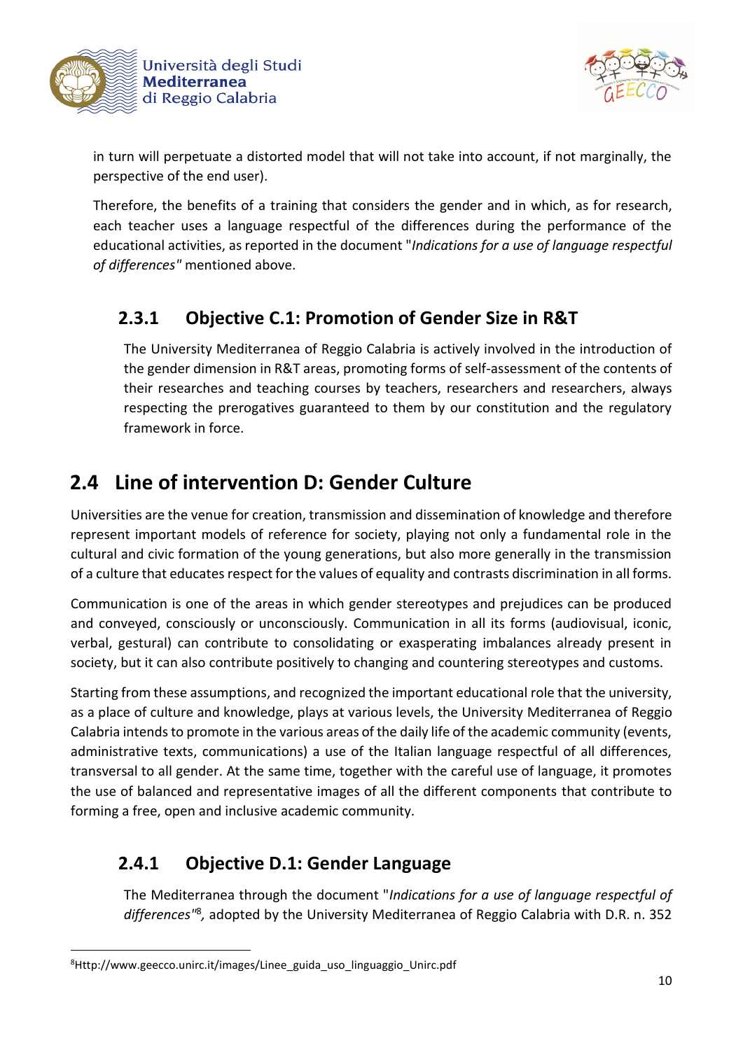in turn will perpetuate a distorted model that will not take into account, if not marginally, the perspective of the end user).

Therefore, the benefits of a training that considers the gender and in which, as for research, each teacher uses a language respectful of the differences during the performance of the educational activities, as reported in the document "*Indications for a use of language respectful of differences*" mentioned above.

### 2.3.1 Objective C.1: Promotion of Gender Size in R&T

The University Mediterranea of Reggio Calabria is actively involved in the introduction of the gender dimension in R&T areas, promoting forms of self-assessment of the contents of their researches and teaching courses by teachers, researchers and researchers, always respecting the prerogatives guaranteed to them by our constitution and the regulatory framework in force.

## 2.4 Line of intervention D: Gender Culture

Universities are the venue for creation, transmission and dissemination of knowledge and therefore represent important models of reference for society, playing not only a fundamental role in the cultural and civic formation of the young generations, but also more generally in the transmission of a culture that educates respect for the values of equality and contrasts discrimination in all forms.

Communication is one of the areas in which gender stereotypes and prejudices can be produced and conveyed, consciously or unconsciously. Communication in all its forms (audiovisual, iconic, verbal, gestural) can contribute to consolidating or exasperating imbalances already present in society, but it can also contribute positively to changing and countering stereotypes and customs.

Starting from these assumptions, and recognized the important educational role that the university, as a place of culture and knowledge, plays at various levels, the University Mediterranea of Reggio Calabria intends to promote in the various areas of the daily life of the academic community (events, administrative texts, communications) a use of the Italian language respectful of all differences, transversal to all gender. At the same time, together with the careful use of language, it promotes the use of balanced and representative images of all the different components that contribute to forming a free, open and inclusive academic community.

### 2.4.1 Objective D.1: Gender Language

The Mediterranea through the document "*Indications for a use of language respectful of differences*"[8], adopted by the University Mediterranea of Reggio Calabria with D.R. n. 352

[8] Http://www.geecco.unirc.it/images/Linee_guida_uso_linguaggio_Unirc.pdf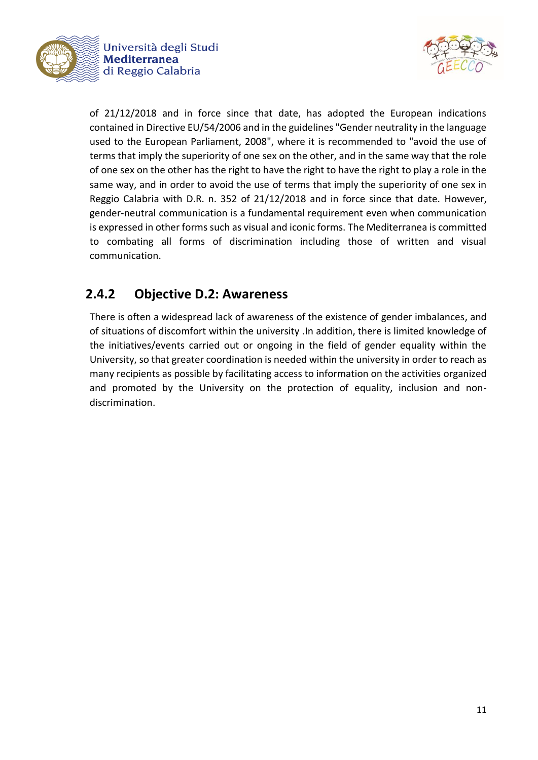of 21/12/2018 and in force since that date, has adopted the European indications contained in Directive EU/54/2006 and in the guidelines "Gender neutrality in the language used to the European Parliament, 2008", where it is recommended to "avoid the use of terms that imply the superiority of one sex on the other, and in the same way that the role of one sex on the other has the right to have the right to have the right to play a role in the same way, and in order to avoid the use of terms that imply the superiority of one sex in Reggio Calabria with D.R. n. 352 of 21/12/2018 and in force since that date. However, gender-neutral communication is a fundamental requirement even when communication is expressed in other forms such as visual and iconic forms. The Mediterranea is committed to combating all forms of discrimination including those of written and visual communication.

### 2.4.2 Objective D.2: Awareness

There is often a widespread lack of awareness of the existence of gender imbalances, and of situations of discomfort within the university .In addition, there is limited knowledge of the initiatives/events carried out or ongoing in the field of gender equality within the University, so that greater coordination is needed within the university in order to reach as many recipients as possible by facilitating access to information on the activities organized and promoted by the University on the protection of equality, inclusion and non-discrimination.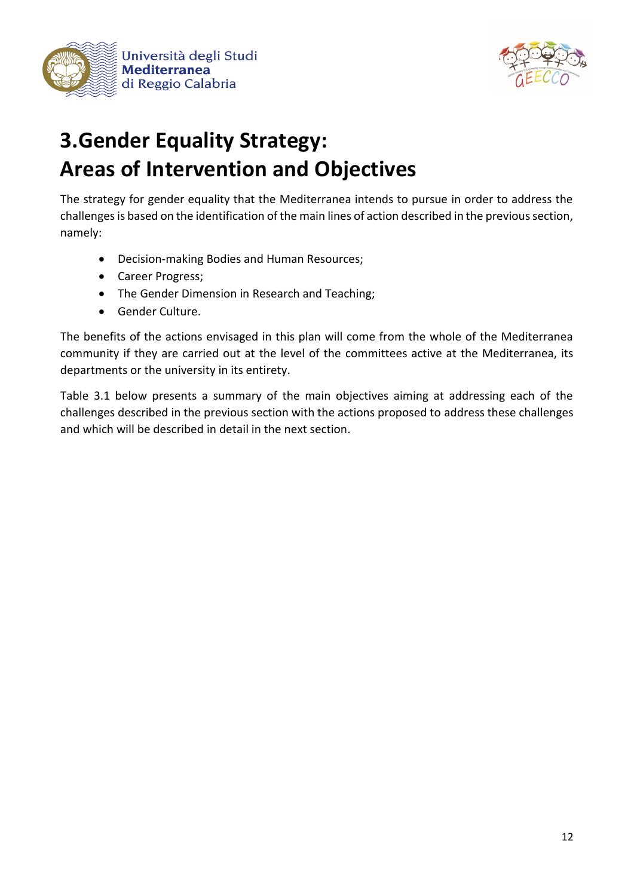# 3.Gender Equality Strategy: Areas of Intervention and Objectives

The strategy for gender equality that the Mediterranea intends to pursue in order to address the challenges is based on the identification of the main lines of action described in the previous section, namely:

- Decision-making Bodies and Human Resources;
- Career Progress;
- The Gender Dimension in Research and Teaching;
- Gender Culture.

The benefits of the actions envisaged in this plan will come from the whole of the Mediterranea community if they are carried out at the level of the committees active at the Mediterranea, its departments or the university in its entirety.

Table 3.1 below presents a summary of the main objectives aiming at addressing each of the challenges described in the previous section with the actions proposed to address these challenges and which will be described in detail in the next section.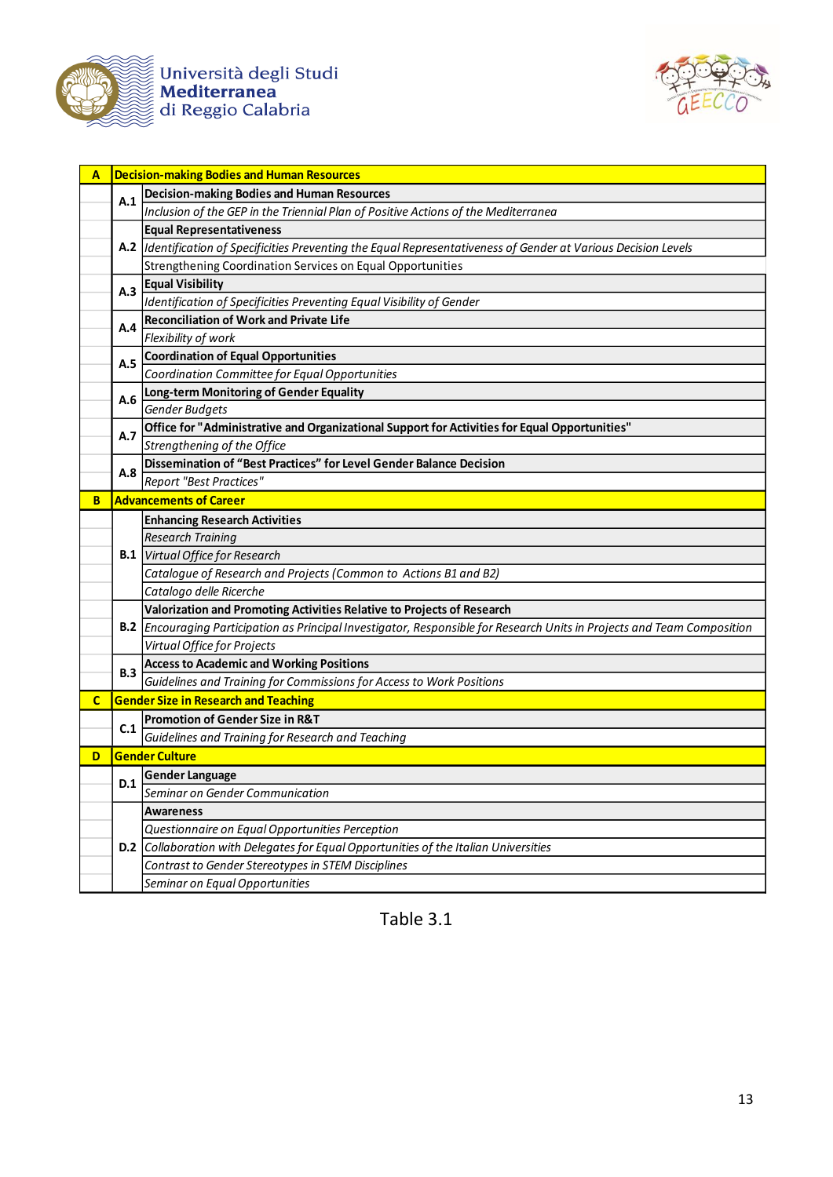| A | Decision-making Bodies and Human Resources | |
|---|---|---|
| | A.1 | **Decision-making Bodies and Human Resources** |
| | | *Inclusion of the GEP in the Triennial Plan of Positive Actions of the Mediterranea* |
| | A.2 | **Equal Representativeness** |
| | | *Identification of Specificities Preventing the Equal Representativeness of Gender at Various Decision Levels* |
| | | Strengthening Coordination Services on Equal Opportunities |
| | A.3 | **Equal Visibility** |
| | | *Identification of Specificities Preventing Equal Visibility of Gender* |
| | A.4 | **Reconciliation of Work and Private Life** |
| | | *Flexibility of work* |
| | A.5 | **Coordination of Equal Opportunities** |
| | | *Coordination Committee for Equal Opportunities* |
| | A.6 | **Long-term Monitoring of Gender Equality** |
| | | *Gender Budgets* |
| | A.7 | **Office for "Administrative and Organizational Support for Activities for Equal Opportunities"** |
| | | *Strengthening of the Office* |
| | A.8 | **Dissemination of "Best Practices" for Level Gender Balance Decision** |
| | | *Report "Best Practices"* |
| **B** | **Advancements of Career** | |
| | B.1 | **Enhancing Research Activities** |
| | | *Research Training* |
| | | *Virtual Office for Research* |
| | | *Catalogue of Research and Projects (Common to Actions B1 and B2)* |
| | | *Catalogo delle Ricerche* |
| | B.2 | **Valorization and Promoting Activities Relative to Projects of Research** |
| | | *Encouraging Participation as Principal Investigator, Responsible for Research Units in Projects and Team Composition* |
| | | *Virtual Office for Projects* |
| | B.3 | **Access to Academic and Working Positions** |
| | | *Guidelines and Training for Commissions for Access to Work Positions* |
| **C** | **Gender Size in Research and Teaching** | |
| | C.1 | **Promotion of Gender Size in R&T** |
| | | *Guidelines and Training for Research and Teaching* |
| **D** | **Gender Culture** | |
| | D.1 | **Gender Language** |
| | | *Seminar on Gender Communication* |
| | D.2 | **Awareness** |
| | | *Questionnaire on Equal Opportunities Perception* |
| | | *Collaboration with Delegates for Equal Opportunities of the Italian Universities* |
| | | *Contrast to Gender Stereotypes in STEM Disciplines* |
| | | *Seminar on Equal Opportunities* |

Table 3.1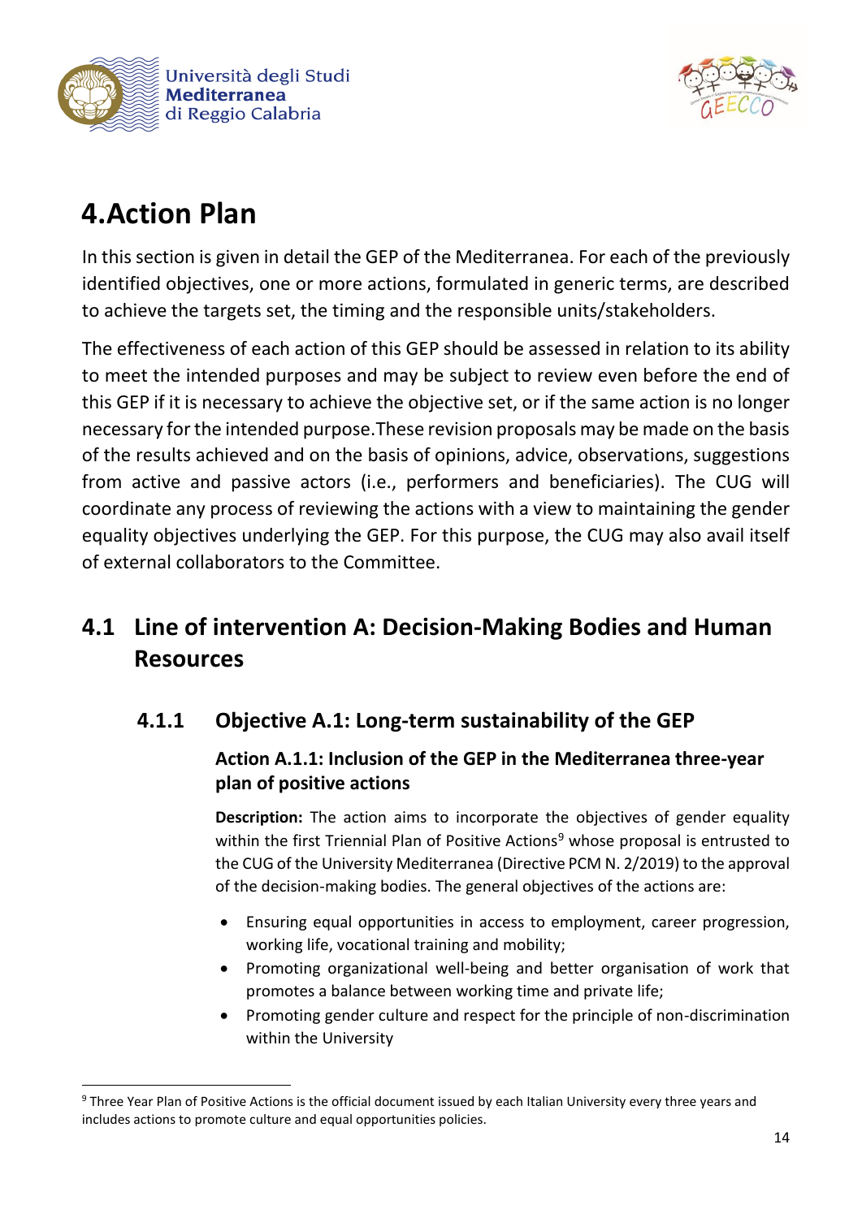# 4. Action Plan

In this section is given in detail the GEP of the Mediterranea. For each of the previously identified objectives, one or more actions, formulated in generic terms, are described to achieve the targets set, the timing and the responsible units/stakeholders.

The effectiveness of each action of this GEP should be assessed in relation to its ability to meet the intended purposes and may be subject to review even before the end of this GEP if it is necessary to achieve the objective set, or if the same action is no longer necessary for the intended purpose.These revision proposals may be made on the basis of the results achieved and on the basis of opinions, advice, observations, suggestions from active and passive actors (i.e., performers and beneficiaries). The CUG will coordinate any process of reviewing the actions with a view to maintaining the gender equality objectives underlying the GEP. For this purpose, the CUG may also avail itself of external collaborators to the Committee.

## 4.1 Line of intervention A: Decision-Making Bodies and Human Resources

### 4.1.1 Objective A.1: Long-term sustainability of the GEP

#### Action A.1.1: Inclusion of the GEP in the Mediterranea three-year plan of positive actions

**Description:** The action aims to incorporate the objectives of gender equality within the first Triennial Plan of Positive Actions[9] whose proposal is entrusted to the CUG of the University Mediterranea (Directive PCM N. 2/2019) to the approval of the decision-making bodies. The general objectives of the actions are:

- Ensuring equal opportunities in access to employment, career progression, working life, vocational training and mobility;
- Promoting organizational well-being and better organisation of work that promotes a balance between working time and private life;
- Promoting gender culture and respect for the principle of non-discrimination within the University

[9] Three Year Plan of Positive Actions is the official document issued by each Italian University every three years and includes actions to promote culture and equal opportunities policies.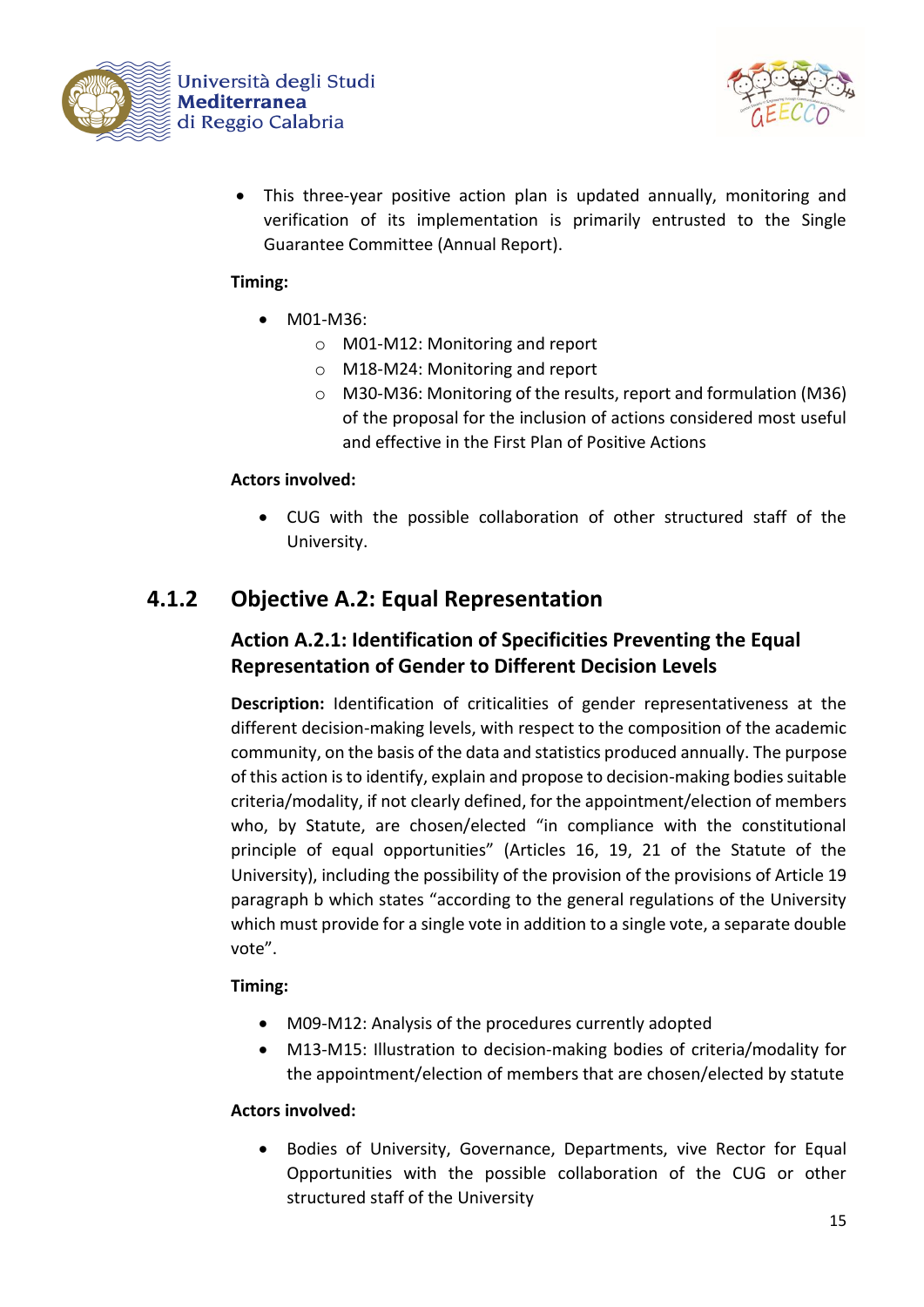- This three-year positive action plan is updated annually, monitoring and verification of its implementation is primarily entrusted to the Single Guarantee Committee (Annual Report).

**Timing:**

- M01-M36:
  - M01-M12: Monitoring and report
  - M18-M24: Monitoring and report
  - M30-M36: Monitoring of the results, report and formulation (M36) of the proposal for the inclusion of actions considered most useful and effective in the First Plan of Positive Actions

**Actors involved:**

- CUG with the possible collaboration of other structured staff of the University.

### 4.1.2 Objective A.2: Equal Representation

#### Action A.2.1: Identification of Specificities Preventing the Equal Representation of Gender to Different Decision Levels

**Description:** Identification of criticalities of gender representativeness at the different decision-making levels, with respect to the composition of the academic community, on the basis of the data and statistics produced annually. The purpose of this action is to identify, explain and propose to decision-making bodies suitable criteria/modality, if not clearly defined, for the appointment/election of members who, by Statute, are chosen/elected "in compliance with the constitutional principle of equal opportunities" (Articles 16, 19, 21 of the Statute of the University), including the possibility of the provision of the provisions of Article 19 paragraph b which states "according to the general regulations of the University which must provide for a single vote in addition to a single vote, a separate double vote".

**Timing:**

- M09-M12: Analysis of the procedures currently adopted
- M13-M15: Illustration to decision-making bodies of criteria/modality for the appointment/election of members that are chosen/elected by statute

**Actors involved:**

- Bodies of University, Governance, Departments, vive Rector for Equal Opportunities with the possible collaboration of the CUG or other structured staff of the University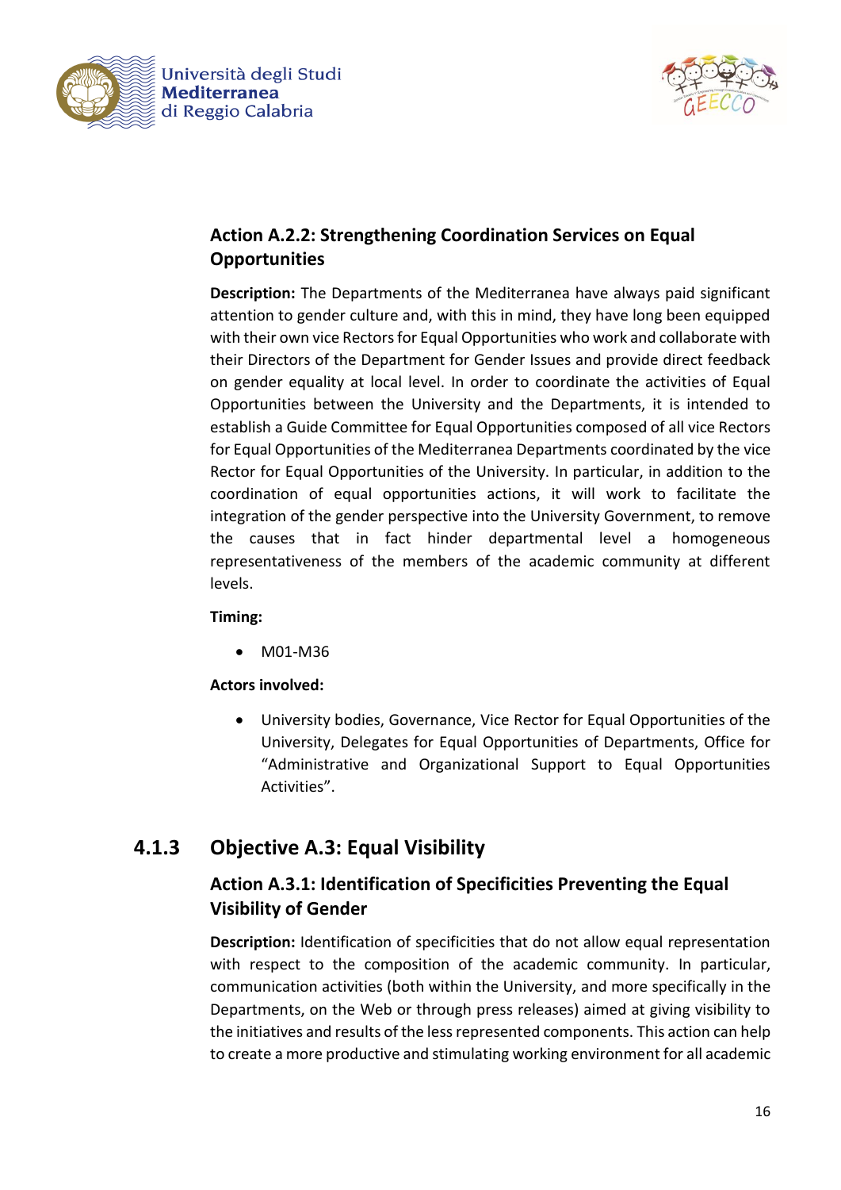### Action A.2.2: Strengthening Coordination Services on Equal Opportunities

**Description:** The Departments of the Mediterranea have always paid significant attention to gender culture and, with this in mind, they have long been equipped with their own vice Rectors for Equal Opportunities who work and collaborate with their Directors of the Department for Gender Issues and provide direct feedback on gender equality at local level. In order to coordinate the activities of Equal Opportunities between the University and the Departments, it is intended to establish a Guide Committee for Equal Opportunities composed of all vice Rectors for Equal Opportunities of the Mediterranea Departments coordinated by the vice Rector for Equal Opportunities of the University. In particular, in addition to the coordination of equal opportunities actions, it will work to facilitate the integration of the gender perspective into the University Government, to remove the causes that in fact hinder departmental level a homogeneous representativeness of the members of the academic community at different levels.

**Timing:**

- M01-M36

**Actors involved:**

- University bodies, Governance, Vice Rector for Equal Opportunities of the University, Delegates for Equal Opportunities of Departments, Office for "Administrative and Organizational Support to Equal Opportunities Activities".

## 4.1.3 Objective A.3: Equal Visibility

### Action A.3.1: Identification of Specificities Preventing the Equal Visibility of Gender

**Description:** Identification of specificities that do not allow equal representation with respect to the composition of the academic community. In particular, communication activities (both within the University, and more specifically in the Departments, on the Web or through press releases) aimed at giving visibility to the initiatives and results of the less represented components. This action can help to create a more productive and stimulating working environment for all academic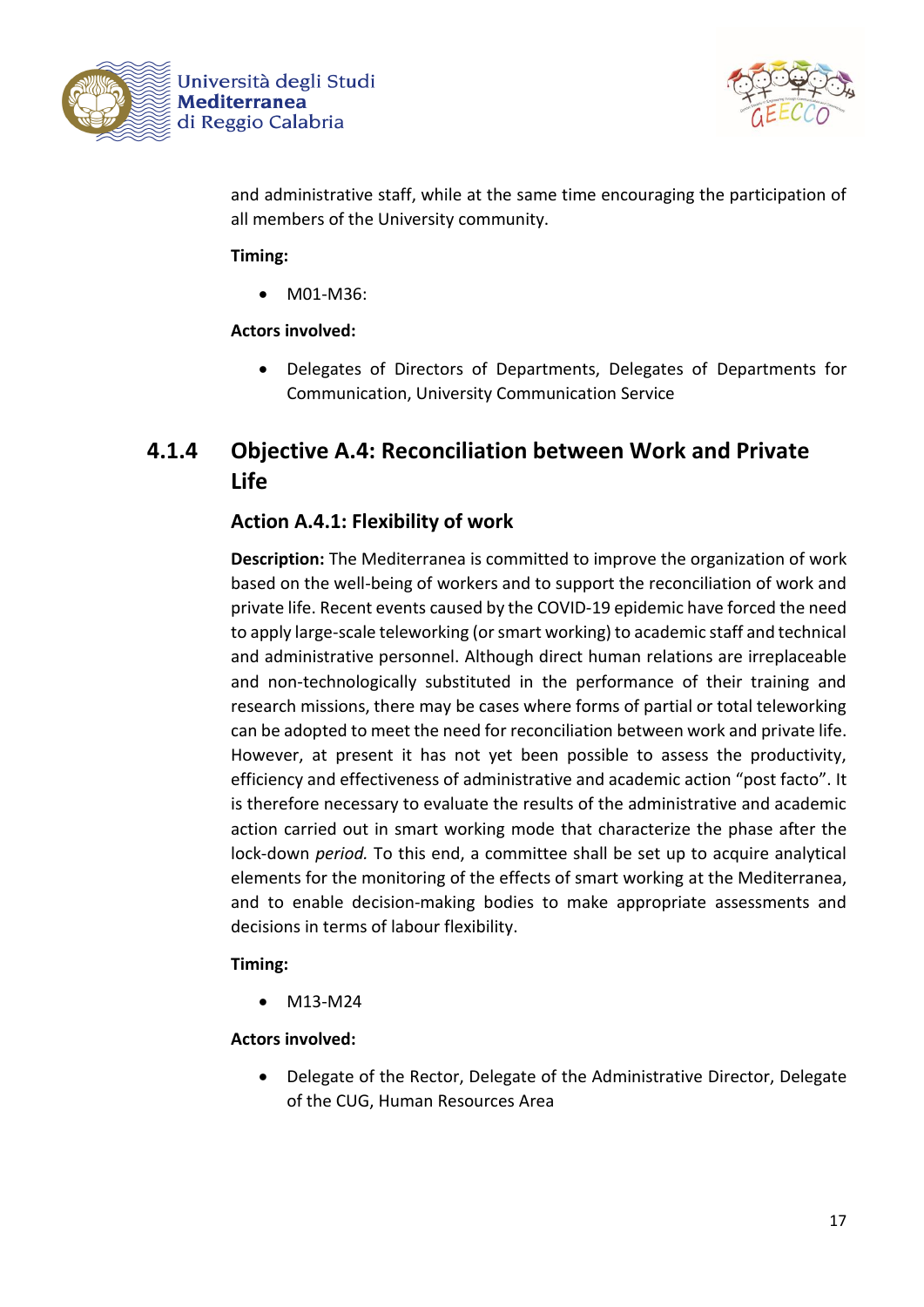and administrative staff, while at the same time encouraging the participation of all members of the University community.

**Timing:**

- M01-M36:

**Actors involved:**

- Delegates of Directors of Departments, Delegates of Departments for Communication, University Communication Service

### 4.1.4 Objective A.4: Reconciliation between Work and Private Life

#### Action A.4.1: Flexibility of work

**Description:** The Mediterranea is committed to improve the organization of work based on the well-being of workers and to support the reconciliation of work and private life. Recent events caused by the COVID-19 epidemic have forced the need to apply large-scale teleworking (or smart working) to academic staff and technical and administrative personnel. Although direct human relations are irreplaceable and non-technologically substituted in the performance of their training and research missions, there may be cases where forms of partial or total teleworking can be adopted to meet the need for reconciliation between work and private life. However, at present it has not yet been possible to assess the productivity, efficiency and effectiveness of administrative and academic action "post facto". It is therefore necessary to evaluate the results of the administrative and academic action carried out in smart working mode that characterize the phase after the lock-down *period.* To this end, a committee shall be set up to acquire analytical elements for the monitoring of the effects of smart working at the Mediterranea, and to enable decision-making bodies to make appropriate assessments and decisions in terms of labour flexibility.

**Timing:**

- M13-M24

**Actors involved:**

- Delegate of the Rector, Delegate of the Administrative Director, Delegate of the CUG, Human Resources Area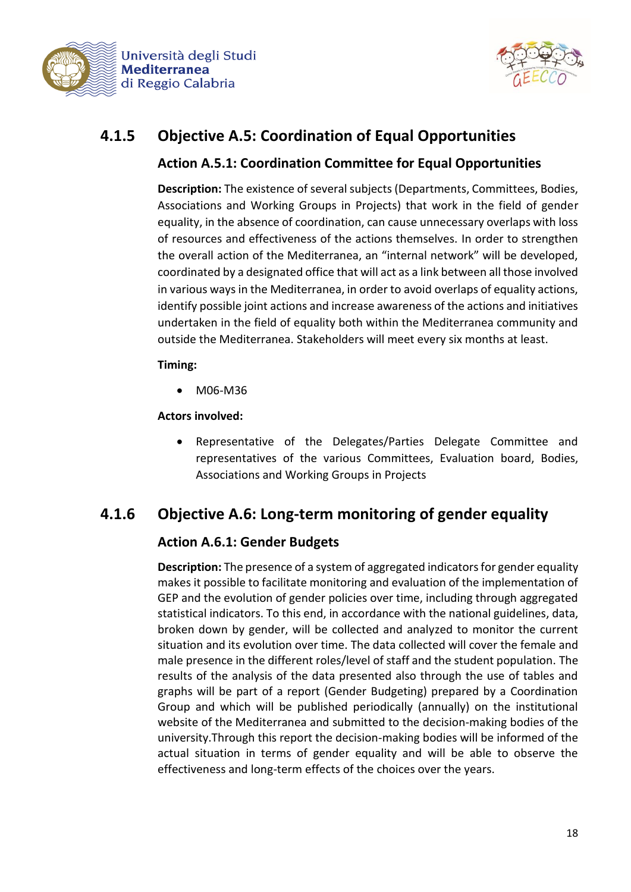### 4.1.5 Objective A.5: Coordination of Equal Opportunities

#### Action A.5.1: Coordination Committee for Equal Opportunities

**Description:** The existence of several subjects (Departments, Committees, Bodies, Associations and Working Groups in Projects) that work in the field of gender equality, in the absence of coordination, can cause unnecessary overlaps with loss of resources and effectiveness of the actions themselves. In order to strengthen the overall action of the Mediterranea, an "internal network" will be developed, coordinated by a designated office that will act as a link between all those involved in various ways in the Mediterranea, in order to avoid overlaps of equality actions, identify possible joint actions and increase awareness of the actions and initiatives undertaken in the field of equality both within the Mediterranea community and outside the Mediterranea. Stakeholders will meet every six months at least.

**Timing:**

- M06-M36

**Actors involved:**

- Representative of the Delegates/Parties Delegate Committee and representatives of the various Committees, Evaluation board, Bodies, Associations and Working Groups in Projects

### 4.1.6 Objective A.6: Long-term monitoring of gender equality

#### Action A.6.1: Gender Budgets

**Description:** The presence of a system of aggregated indicators for gender equality makes it possible to facilitate monitoring and evaluation of the implementation of GEP and the evolution of gender policies over time, including through aggregated statistical indicators. To this end, in accordance with the national guidelines, data, broken down by gender, will be collected and analyzed to monitor the current situation and its evolution over time. The data collected will cover the female and male presence in the different roles/level of staff and the student population. The results of the analysis of the data presented also through the use of tables and graphs will be part of a report (Gender Budgeting) prepared by a Coordination Group and which will be published periodically (annually) on the institutional website of the Mediterranea and submitted to the decision-making bodies of the university.Through this report the decision-making bodies will be informed of the actual situation in terms of gender equality and will be able to observe the effectiveness and long-term effects of the choices over the years.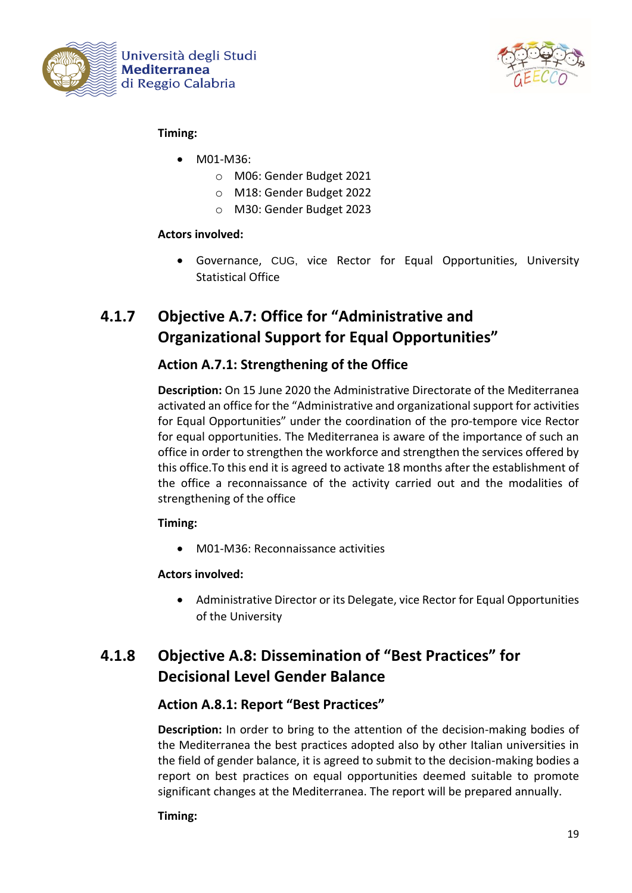**Timing:**

- M01-M36:
  - M06: Gender Budget 2021
  - M18: Gender Budget 2022
  - M30: Gender Budget 2023

**Actors involved:**

- Governance, CUG, vice Rector for Equal Opportunities, University Statistical Office

## 4.1.7 Objective A.7: Office for "Administrative and Organizational Support for Equal Opportunities"

### Action A.7.1: Strengthening of the Office

**Description:** On 15 June 2020 the Administrative Directorate of the Mediterranea activated an office for the "Administrative and organizational support for activities for Equal Opportunities" under the coordination of the pro-tempore vice Rector for equal opportunities. The Mediterranea is aware of the importance of such an office in order to strengthen the workforce and strengthen the services offered by this office.To this end it is agreed to activate 18 months after the establishment of the office a reconnaissance of the activity carried out and the modalities of strengthening of the office

**Timing:**

- M01-M36: Reconnaissance activities

**Actors involved:**

- Administrative Director or its Delegate, vice Rector for Equal Opportunities of the University

## 4.1.8 Objective A.8: Dissemination of "Best Practices" for Decisional Level Gender Balance

### Action A.8.1: Report "Best Practices"

**Description:** In order to bring to the attention of the decision-making bodies of the Mediterranea the best practices adopted also by other Italian universities in the field of gender balance, it is agreed to submit to the decision-making bodies a report on best practices on equal opportunities deemed suitable to promote significant changes at the Mediterranea. The report will be prepared annually.

**Timing:**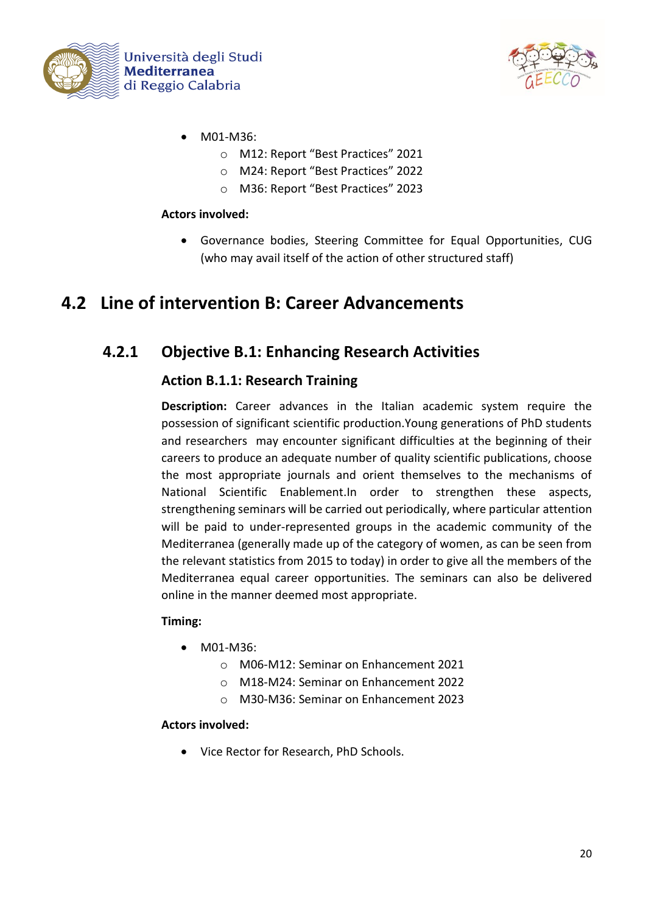- M01-M36:
    - M12: Report “Best Practices” 2021
    - M24: Report “Best Practices” 2022
    - M36: Report “Best Practices” 2023

**Actors involved:**

- Governance bodies, Steering Committee for Equal Opportunities, CUG (who may avail itself of the action of other structured staff)

## 4.2 Line of intervention B: Career Advancements

### 4.2.1 Objective B.1: Enhancing Research Activities

#### Action B.1.1: Research Training

**Description:** Career advances in the Italian academic system require the possession of significant scientific production.Young generations of PhD students and researchers may encounter significant difficulties at the beginning of their careers to produce an adequate number of quality scientific publications, choose the most appropriate journals and orient themselves to the mechanisms of National Scientific Enablement.In order to strengthen these aspects, strengthening seminars will be carried out periodically, where particular attention will be paid to under-represented groups in the academic community of the Mediterranea (generally made up of the category of women, as can be seen from the relevant statistics from 2015 to today) in order to give all the members of the Mediterranea equal career opportunities. The seminars can also be delivered online in the manner deemed most appropriate.

**Timing:**

- M01-M36:
    - M06-M12: Seminar on Enhancement 2021
    - M18-M24: Seminar on Enhancement 2022
    - M30-M36: Seminar on Enhancement 2023

**Actors involved:**

- Vice Rector for Research, PhD Schools.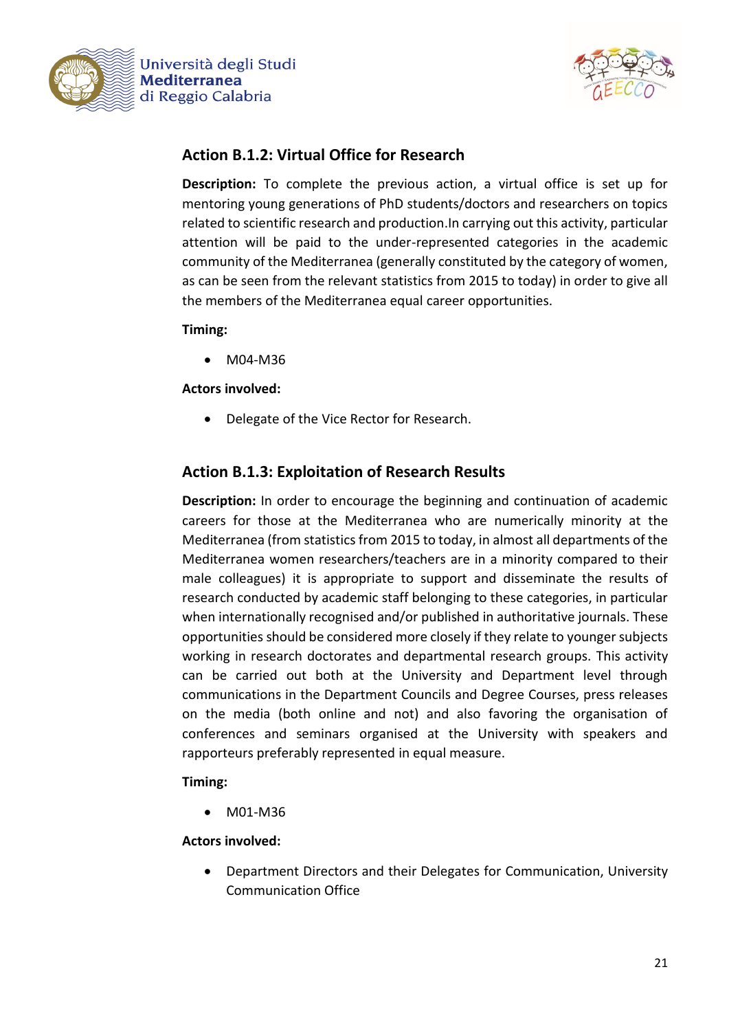### Action B.1.2: Virtual Office for Research

**Description:** To complete the previous action, a virtual office is set up for mentoring young generations of PhD students/doctors and researchers on topics related to scientific research and production.In carrying out this activity, particular attention will be paid to the under-represented categories in the academic community of the Mediterranea (generally constituted by the category of women, as can be seen from the relevant statistics from 2015 to today) in order to give all the members of the Mediterranea equal career opportunities.

**Timing:**

- M04-M36

**Actors involved:**

- Delegate of the Vice Rector for Research.

### Action B.1.3: Exploitation of Research Results

**Description:** In order to encourage the beginning and continuation of academic careers for those at the Mediterranea who are numerically minority at the Mediterranea (from statistics from 2015 to today, in almost all departments of the Mediterranea women researchers/teachers are in a minority compared to their male colleagues) it is appropriate to support and disseminate the results of research conducted by academic staff belonging to these categories, in particular when internationally recognised and/or published in authoritative journals. These opportunities should be considered more closely if they relate to younger subjects working in research doctorates and departmental research groups. This activity can be carried out both at the University and Department level through communications in the Department Councils and Degree Courses, press releases on the media (both online and not) and also favoring the organisation of conferences and seminars organised at the University with speakers and rapporteurs preferably represented in equal measure.

**Timing:**

- M01-M36

**Actors involved:**

- Department Directors and their Delegates for Communication, University Communication Office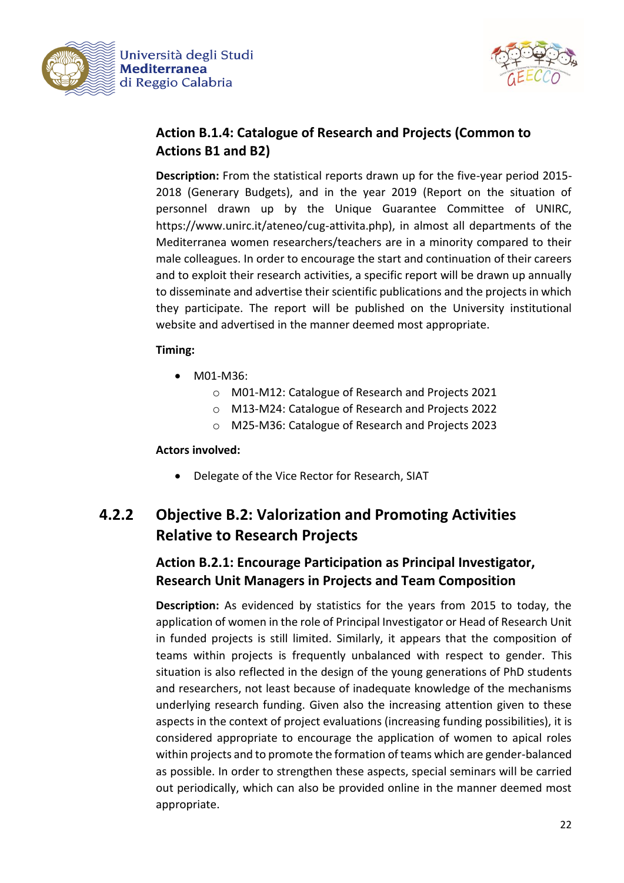#### Action B.1.4: Catalogue of Research and Projects (Common to Actions B1 and B2)

**Description:** From the statistical reports drawn up for the five-year period 2015-2018 (Generary Budgets), and in the year 2019 (Report on the situation of personnel drawn up by the Unique Guarantee Committee of UNIRC, https://www.unirc.it/ateneo/cug-attivita.php), in almost all departments of the Mediterranea women researchers/teachers are in a minority compared to their male colleagues. In order to encourage the start and continuation of their careers and to exploit their research activities, a specific report will be drawn up annually to disseminate and advertise their scientific publications and the projects in which they participate. The report will be published on the University institutional website and advertised in the manner deemed most appropriate.

**Timing:**

- M01-M36:
    - M01-M12: Catalogue of Research and Projects 2021
    - M13-M24: Catalogue of Research and Projects 2022
    - M25-M36: Catalogue of Research and Projects 2023

**Actors involved:**

- Delegate of the Vice Rector for Research, SIAT

### 4.2.2 Objective B.2: Valorization and Promoting Activities Relative to Research Projects

#### Action B.2.1: Encourage Participation as Principal Investigator, Research Unit Managers in Projects and Team Composition

**Description:** As evidenced by statistics for the years from 2015 to today, the application of women in the role of Principal Investigator or Head of Research Unit in funded projects is still limited. Similarly, it appears that the composition of teams within projects is frequently unbalanced with respect to gender. This situation is also reflected in the design of the young generations of PhD students and researchers, not least because of inadequate knowledge of the mechanisms underlying research funding. Given also the increasing attention given to these aspects in the context of project evaluations (increasing funding possibilities), it is considered appropriate to encourage the application of women to apical roles within projects and to promote the formation of teams which are gender-balanced as possible. In order to strengthen these aspects, special seminars will be carried out periodically, which can also be provided online in the manner deemed most appropriate.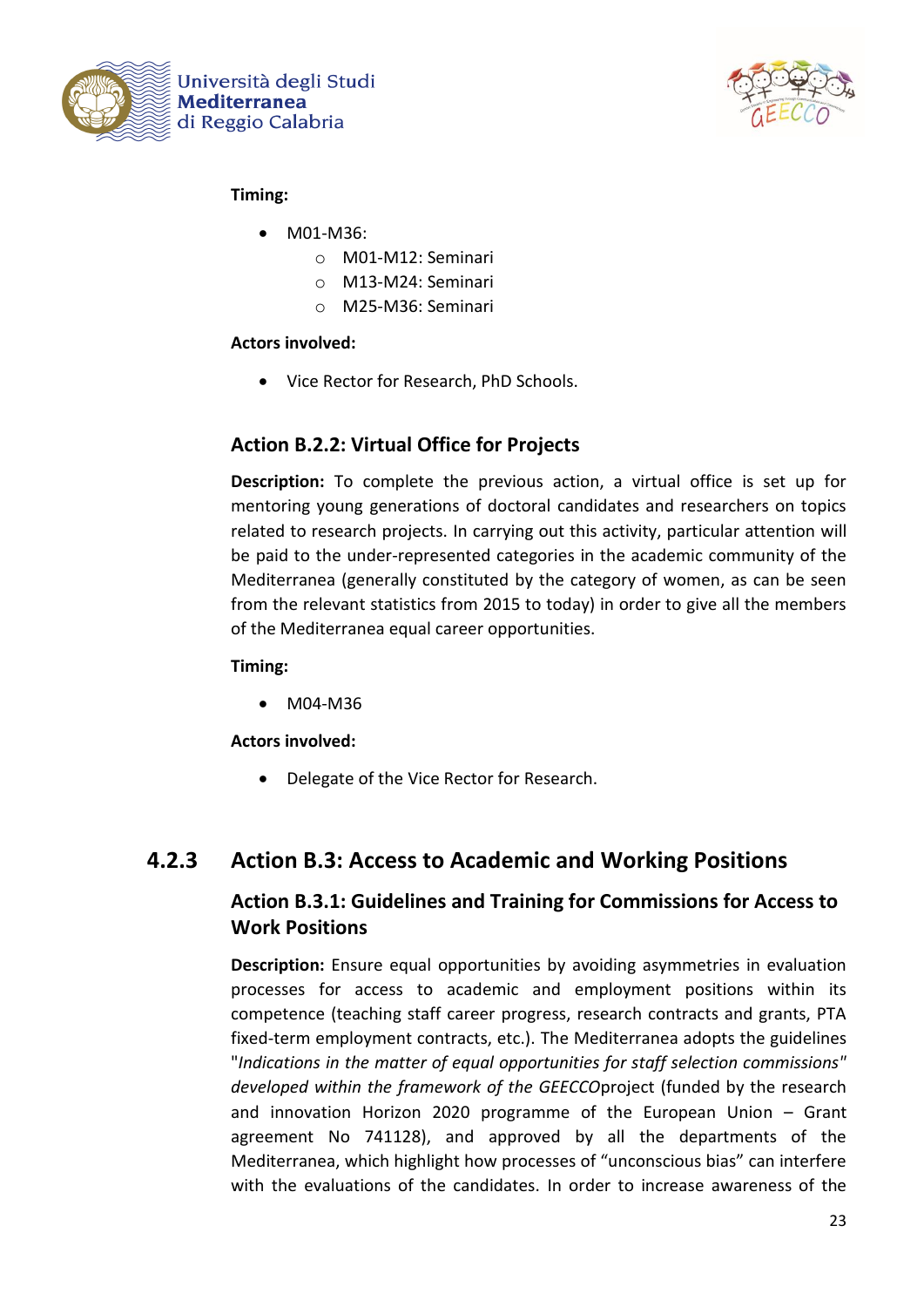**Timing:**

- M01-M36:
  - M01-M12: Seminari
  - M13-M24: Seminari
  - M25-M36: Seminari

**Actors involved:**

- Vice Rector for Research, PhD Schools.

### Action B.2.2: Virtual Office for Projects

**Description:** To complete the previous action, a virtual office is set up for mentoring young generations of doctoral candidates and researchers on topics related to research projects. In carrying out this activity, particular attention will be paid to the under-represented categories in the academic community of the Mediterranea (generally constituted by the category of women, as can be seen from the relevant statistics from 2015 to today) in order to give all the members of the Mediterranea equal career opportunities.

**Timing:**

- M04-M36

**Actors involved:**

- Delegate of the Vice Rector for Research.

## 4.2.3 Action B.3: Access to Academic and Working Positions

### Action B.3.1: Guidelines and Training for Commissions for Access to Work Positions

**Description:** Ensure equal opportunities by avoiding asymmetries in evaluation processes for access to academic and employment positions within its competence (teaching staff career progress, research contracts and grants, PTA fixed-term employment contracts, etc.). The Mediterranea adopts the guidelines "*Indications in the matter of equal opportunities for staff selection commissions" developed within the framework of the GEECCO*project (funded by the research and innovation Horizon 2020 programme of the European Union – Grant agreement No 741128), and approved by all the departments of the Mediterranea, which highlight how processes of "unconscious bias" can interfere with the evaluations of the candidates. In order to increase awareness of the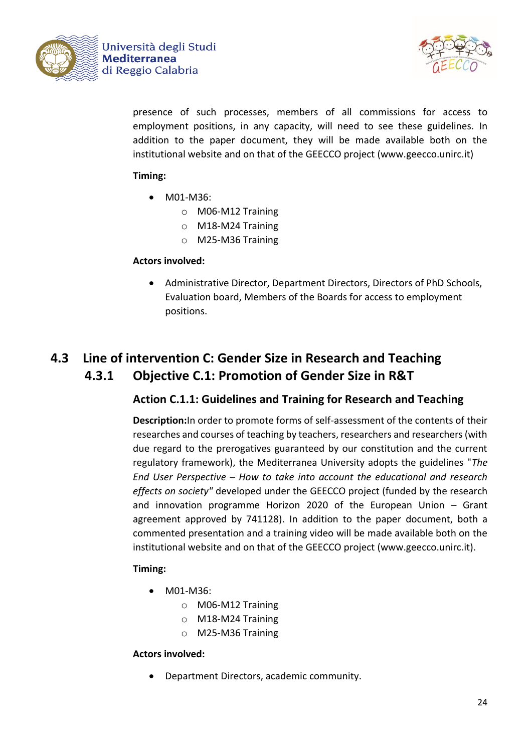presence of such processes, members of all commissions for access to employment positions, in any capacity, will need to see these guidelines. In addition to the paper document, they will be made available both on the institutional website and on that of the GEECCO project (www.geecco.unirc.it)

**Timing:**

- M01-M36:
  - M06-M12 Training
  - M18-M24 Training
  - M25-M36 Training

**Actors involved:**

- Administrative Director, Department Directors, Directors of PhD Schools, Evaluation board, Members of the Boards for access to employment positions.

## 4.3 Line of intervention C: Gender Size in Research and Teaching

### 4.3.1 Objective C.1: Promotion of Gender Size in R&T

#### Action C.1.1: Guidelines and Training for Research and Teaching

**Description:**In order to promote forms of self-assessment of the contents of their researches and courses of teaching by teachers, researchers and researchers (with due regard to the prerogatives guaranteed by our constitution and the current regulatory framework), the Mediterranea University adopts the guidelines "*The End User Perspective – How to take into account the educational and research effects on society*" developed under the GEECCO project (funded by the research and innovation programme Horizon 2020 of the European Union – Grant agreement approved by 741128). In addition to the paper document, both a commented presentation and a training video will be made available both on the institutional website and on that of the GEECCO project (www.geecco.unirc.it).

**Timing:**

- M01-M36:
  - M06-M12 Training
  - M18-M24 Training
  - M25-M36 Training

**Actors involved:**

- Department Directors, academic community.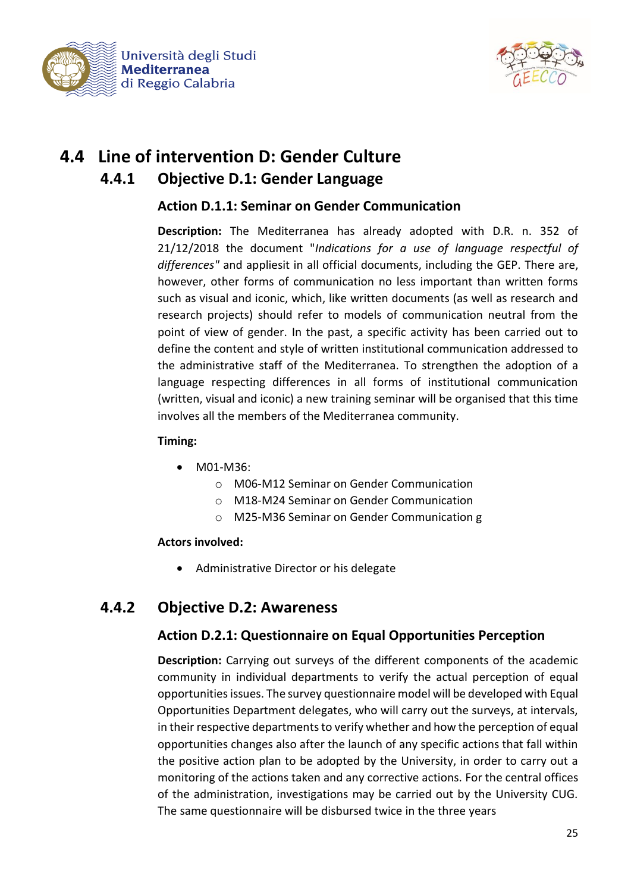## 4.4 Line of intervention D: Gender Culture

### 4.4.1 Objective D.1: Gender Language

#### Action D.1.1: Seminar on Gender Communication

**Description:** The Mediterranea has already adopted with D.R. n. 352 of 21/12/2018 the document "*Indications for a use of language respectful of differences*" and appliesit in all official documents, including the GEP. There are, however, other forms of communication no less important than written forms such as visual and iconic, which, like written documents (as well as research and research projects) should refer to models of communication neutral from the point of view of gender. In the past, a specific activity has been carried out to define the content and style of written institutional communication addressed to the administrative staff of the Mediterranea. To strengthen the adoption of a language respecting differences in all forms of institutional communication (written, visual and iconic) a new training seminar will be organised that this time involves all the members of the Mediterranea community.

**Timing:**

- M01-M36:
  - M06-M12 Seminar on Gender Communication
  - M18-M24 Seminar on Gender Communication
  - M25-M36 Seminar on Gender Communication g

**Actors involved:**

- Administrative Director or his delegate

### 4.4.2 Objective D.2: Awareness

#### Action D.2.1: Questionnaire on Equal Opportunities Perception

**Description:** Carrying out surveys of the different components of the academic community in individual departments to verify the actual perception of equal opportunities issues. The survey questionnaire model will be developed with Equal Opportunities Department delegates, who will carry out the surveys, at intervals, in their respective departments to verify whether and how the perception of equal opportunities changes also after the launch of any specific actions that fall within the positive action plan to be adopted by the University, in order to carry out a monitoring of the actions taken and any corrective actions. For the central offices of the administration, investigations may be carried out by the University CUG. The same questionnaire will be disbursed twice in the three years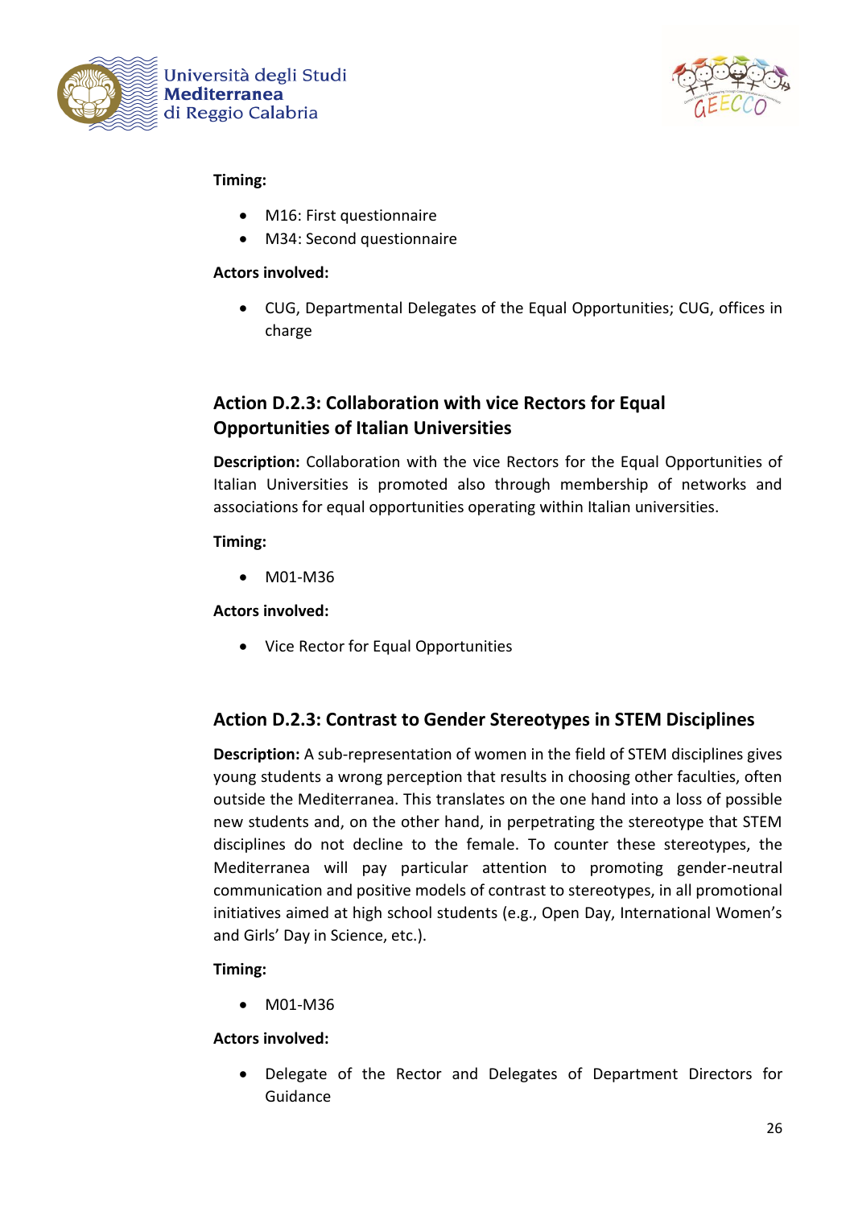**Timing:**

- M16: First questionnaire
- M34: Second questionnaire

**Actors involved:**

- CUG, Departmental Delegates of the Equal Opportunities; CUG, offices in charge

### Action D.2.3: Collaboration with vice Rectors for Equal Opportunities of Italian Universities

**Description:** Collaboration with the vice Rectors for the Equal Opportunities of Italian Universities is promoted also through membership of networks and associations for equal opportunities operating within Italian universities.

**Timing:**

- M01-M36

**Actors involved:**

- Vice Rector for Equal Opportunities

### Action D.2.3: Contrast to Gender Stereotypes in STEM Disciplines

**Description:** A sub-representation of women in the field of STEM disciplines gives young students a wrong perception that results in choosing other faculties, often outside the Mediterranea. This translates on the one hand into a loss of possible new students and, on the other hand, in perpetrating the stereotype that STEM disciplines do not decline to the female. To counter these stereotypes, the Mediterranea will pay particular attention to promoting gender-neutral communication and positive models of contrast to stereotypes, in all promotional initiatives aimed at high school students (e.g., Open Day, International Women's and Girls' Day in Science, etc.).

**Timing:**

- M01-M36

**Actors involved:**

- Delegate of the Rector and Delegates of Department Directors for Guidance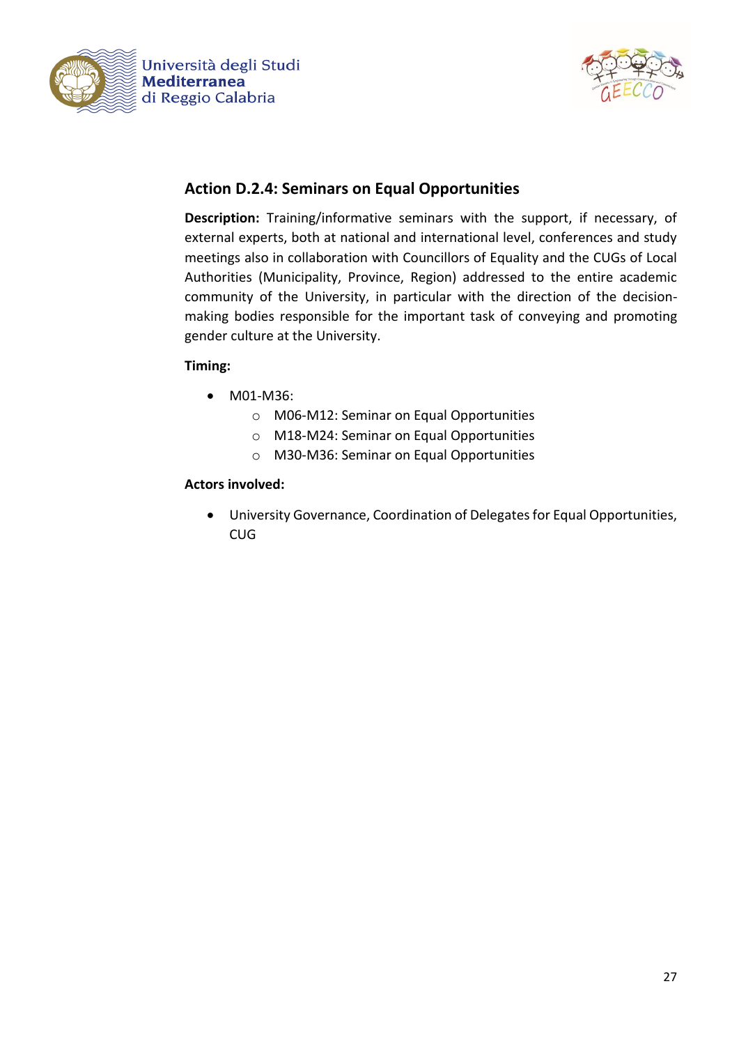### Action D.2.4: Seminars on Equal Opportunities

**Description:** Training/informative seminars with the support, if necessary, of external experts, both at national and international level, conferences and study meetings also in collaboration with Councillors of Equality and the CUGs of Local Authorities (Municipality, Province, Region) addressed to the entire academic community of the University, in particular with the direction of the decision-making bodies responsible for the important task of conveying and promoting gender culture at the University.

**Timing:**

- M01-M36:
  - M06-M12: Seminar on Equal Opportunities
  - M18-M24: Seminar on Equal Opportunities
  - M30-M36: Seminar on Equal Opportunities

**Actors involved:**

- University Governance, Coordination of Delegates for Equal Opportunities, CUG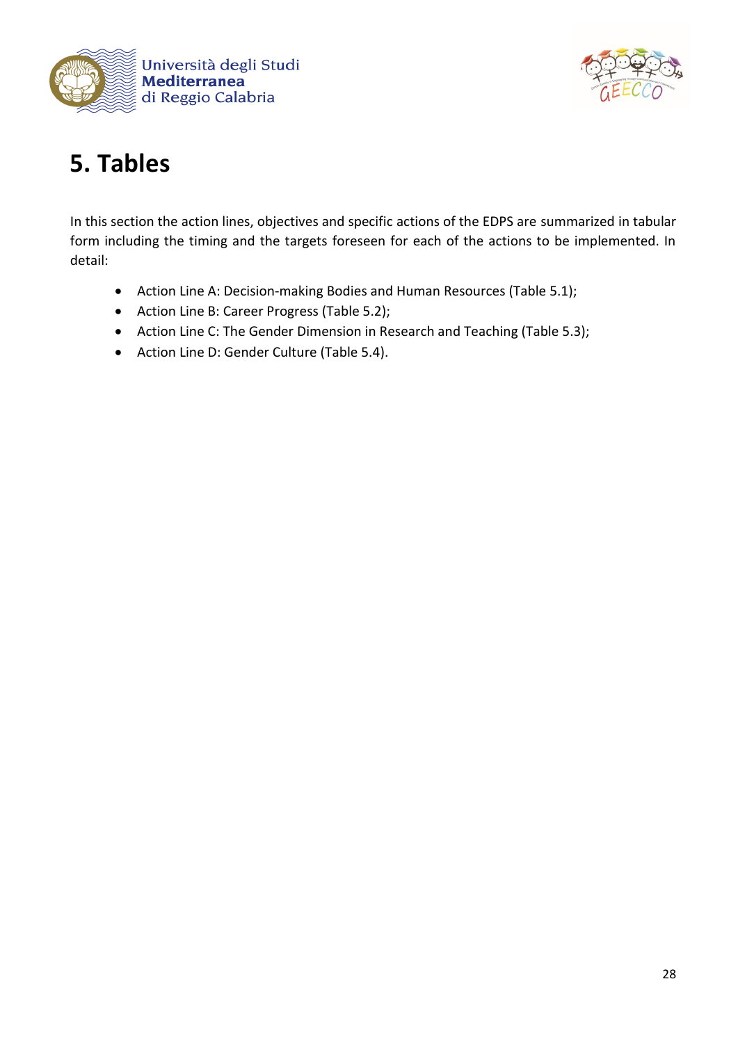# 5. Tables

In this section the action lines, objectives and specific actions of the EDPS are summarized in tabular form including the timing and the targets foreseen for each of the actions to be implemented. In detail:

- Action Line A: Decision-making Bodies and Human Resources (Table 5.1);
- Action Line B: Career Progress (Table 5.2);
- Action Line C: The Gender Dimension in Research and Teaching (Table 5.3);
- Action Line D: Gender Culture (Table 5.4).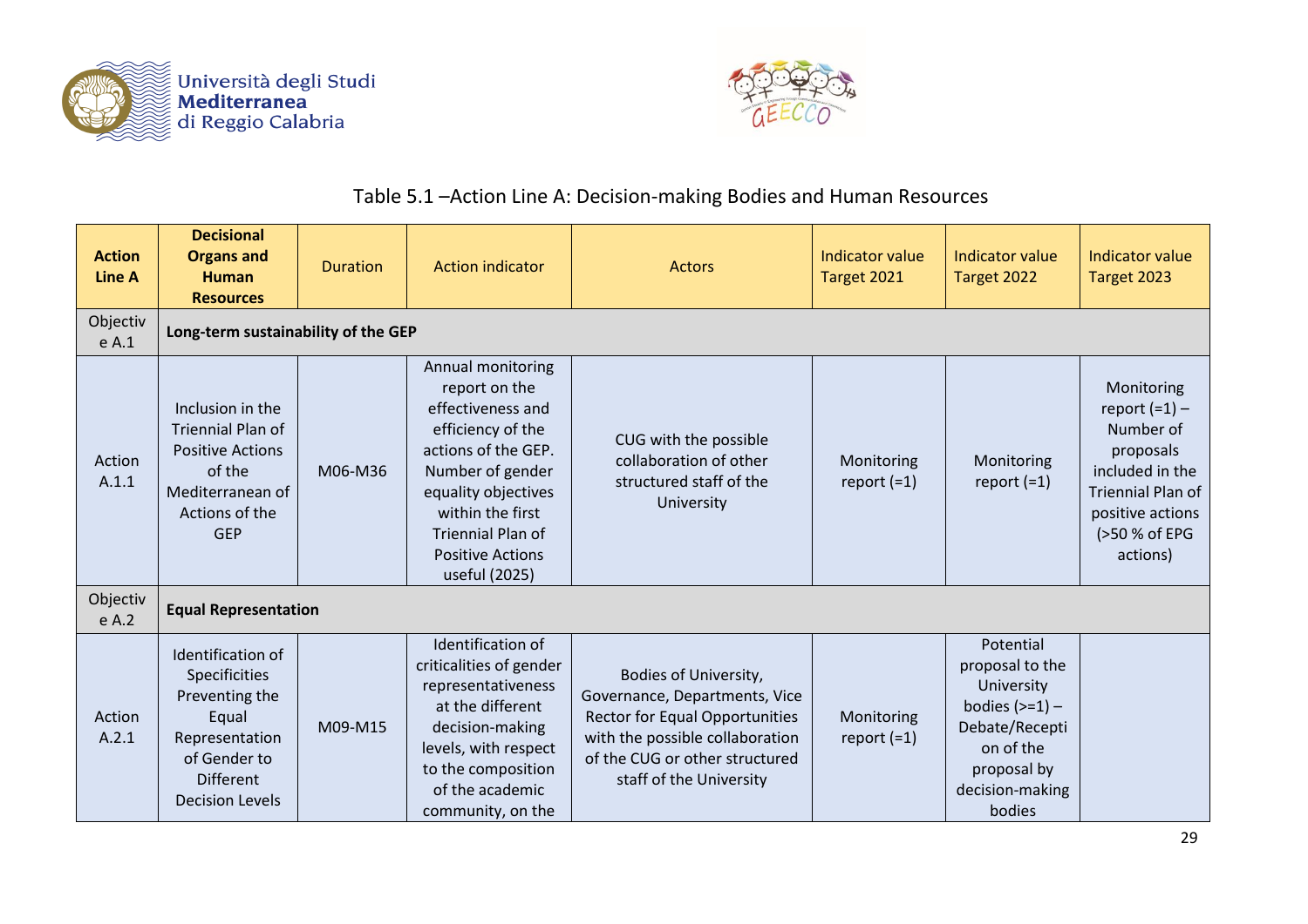Table 5.1 –Action Line A: Decision-making Bodies and Human Resources

| Action Line A | Decisional Organs and Human Resources | Duration | Action indicator | Actors | Indicator value Target 2021 | Indicator value Target 2022 | Indicator value Target 2023 |
|---|---|---|---|---|---|---|---|
| Objective A.1 | **Long-term sustainability of the GEP** | | | | | | |
| Action A.1.1 | Inclusion in the Triennial Plan of Positive Actions of the Mediterranean of Actions of the GEP | M06-M36 | Annual monitoring report on the effectiveness and efficiency of the actions of the GEP. Number of gender equality objectives within the first Triennial Plan of Positive Actions useful (2025) | CUG with the possible collaboration of other structured staff of the University | Monitoring report (=1) | Monitoring report (=1) | Monitoring report (=1) – Number of proposals included in the Triennial Plan of positive actions (>50 % of EPG actions) |
| Objective A.2 | **Equal Representation** | | | | | | |
| Action A.2.1 | Identification of Specificities Preventing the Equal Representation of Gender to Different Decision Levels | M09-M15 | Identification of criticalities of gender representativeness at the different decision-making levels, with respect to the composition of the academic community, on the | Bodies of University, Governance, Departments, Vice Rector for Equal Opportunities with the possible collaboration of the CUG or other structured staff of the University | Monitoring report (=1) | Potential proposal to the University bodies (>=1) – Debate/Reception of the proposal by decision-making bodies | |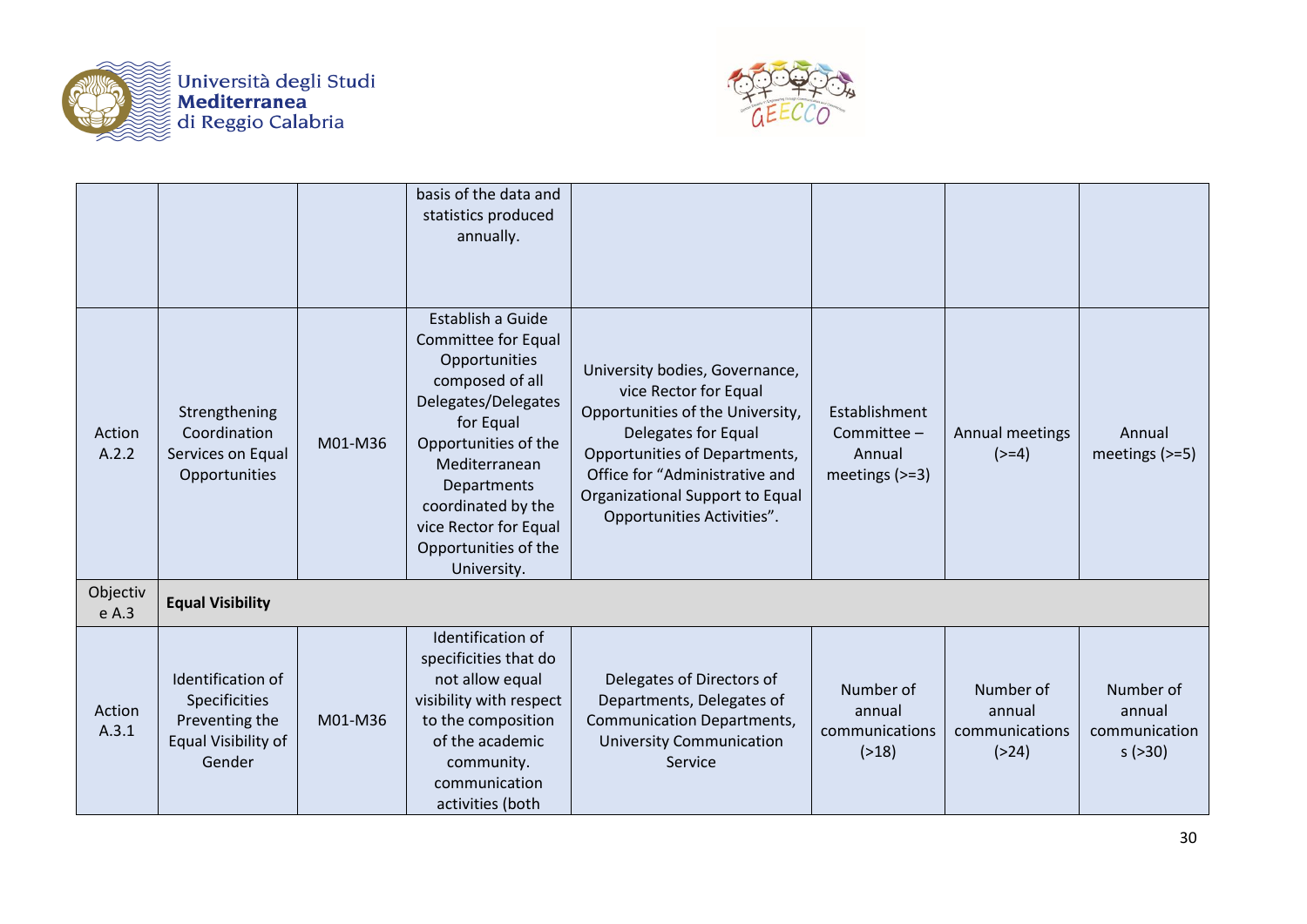| | | | | | | | |
|---|---|---|---|---|---|---|---|
| | | | basis of the data and statistics produced annually. | | | | |
| Action A.2.2 | Strengthening Coordination Services on Equal Opportunities | M01-M36 | Establish a Guide Committee for Equal Opportunities composed of all Delegates/Delegates for Equal Opportunities of the Mediterranean Departments coordinated by the vice Rector for Equal Opportunities of the University. | University bodies, Governance, vice Rector for Equal Opportunities of the University, Delegates for Equal Opportunities of Departments, Office for "Administrative and Organizational Support to Equal Opportunities Activities". | Establishment Committee – Annual meetings (>=3) | Annual meetings (>=4) | Annual meetings (>=5) |
| Objective A.3 | **Equal Visibility** | | | | | | |
| Action A.3.1 | Identification of Specificities Preventing the Equal Visibility of Gender | M01-M36 | Identification of specificities that do not allow equal visibility with respect to the composition of the academic community. communication activities (both | Delegates of Directors of Departments, Delegates of Communication Departments, University Communication Service | Number of annual communications (>18) | Number of annual communications (>24) | Number of annual communications (>30) |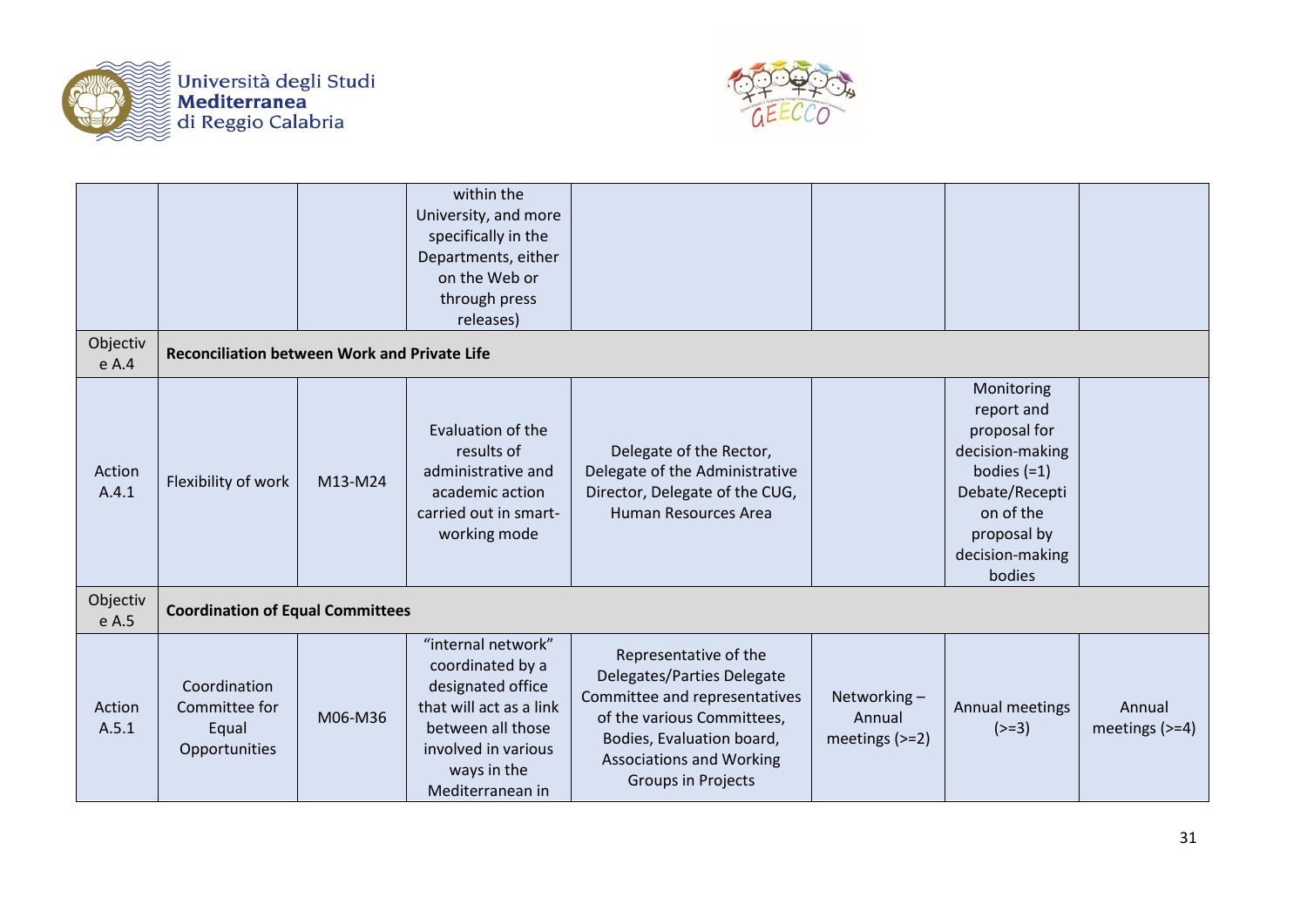| | | | | | | | |
|---|---|---|---|---|---|---|---|
| | | | within the University, and more specifically in the Departments, either on the Web or through press releases) | | | | |
| Objective A.4 | **Reconciliation between Work and Private Life** | | | | | | |
| Action A.4.1 | Flexibility of work | M13-M24 | Evaluation of the results of administrative and academic action carried out in smart-working mode | Delegate of the Rector, Delegate of the Administrative Director, Delegate of the CUG, Human Resources Area | | Monitoring report and proposal for decision-making bodies (=1) Debate/Reception of the proposal by decision-making bodies | |
| Objective A.5 | **Coordination of Equal Committees** | | | | | | |
| Action A.5.1 | Coordination Committee for Equal Opportunities | M06-M36 | "internal network" coordinated by a designated office that will act as a link between all those involved in various ways in the Mediterranean in | Representative of the Delegates/Parties Delegate Committee and representatives of the various Committees, Bodies, Evaluation board, Associations and Working Groups in Projects | Networking – Annual meetings (>=2) | Annual meetings (>=3) | Annual meetings (>=4) |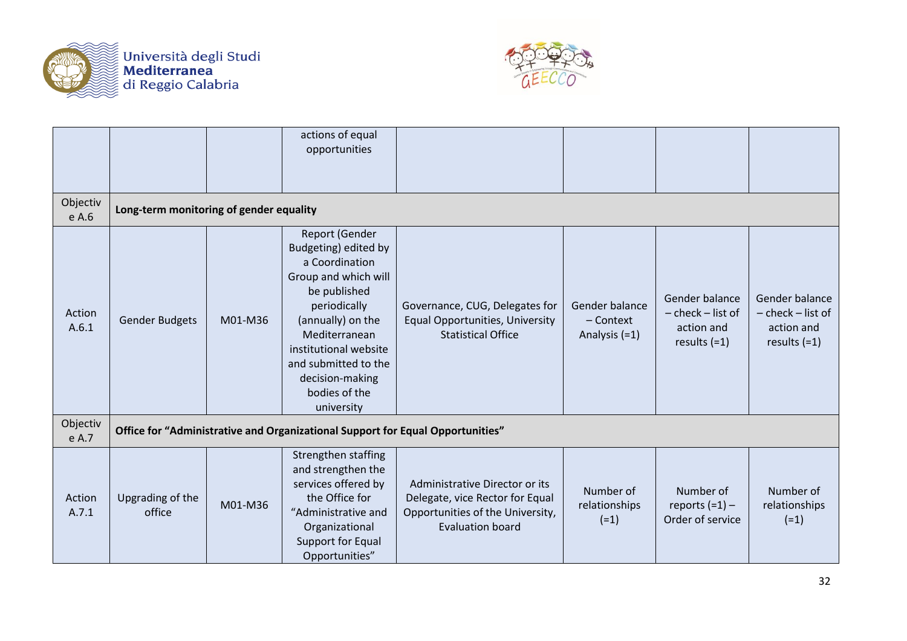| | | | | | | | |
|---|---|---|---|---|---|---|---|
| | | | actions of equal opportunities | | | | |
| Objective A.6 | **Long-term monitoring of gender equality** | | | | | | |
| Action A.6.1 | Gender Budgets | M01-M36 | Report (Gender Budgeting) edited by a Coordination Group and which will be published periodically (annually) on the Mediterranean institutional website and submitted to the decision-making bodies of the university | Governance, CUG, Delegates for Equal Opportunities, University Statistical Office | Gender balance – Context Analysis (=1) | Gender balance – check – list of action and results (=1) | Gender balance – check – list of action and results (=1) |
| Objective A.7 | **Office for "Administrative and Organizational Support for Equal Opportunities"** | | | | | | |
| Action A.7.1 | Upgrading of the office | M01-M36 | Strengthen staffing and strengthen the services offered by the Office for "Administrative and Organizational Support for Equal Opportunities" | Administrative Director or its Delegate, vice Rector for Equal Opportunities of the University, Evaluation board | Number of relationships (=1) | Number of reports (=1) – Order of service | Number of relationships (=1) |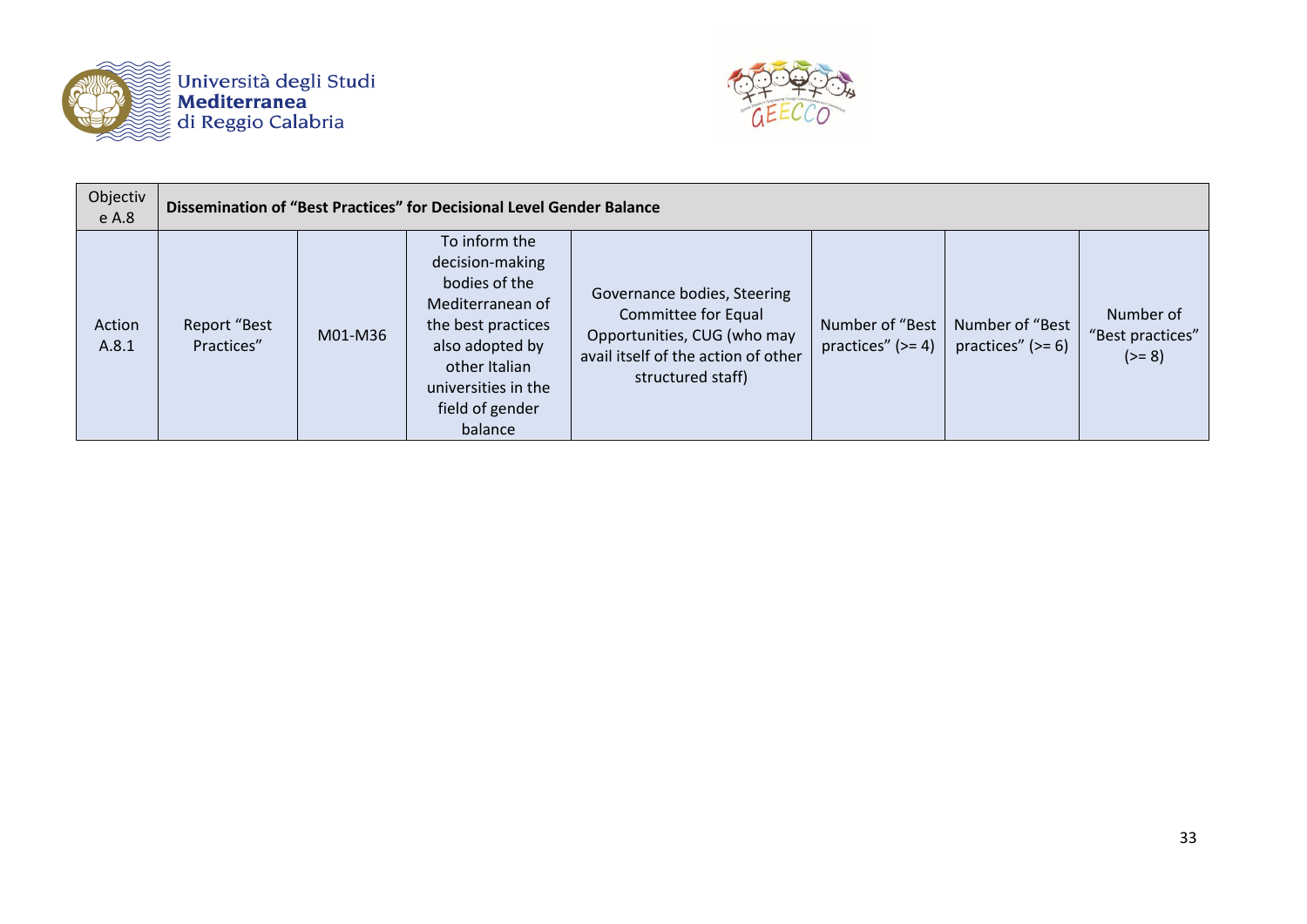| Objective A.8 | Dissemination of "Best Practices" for Decisional Level Gender Balance | | | | | | |
|---|---|---|---|---|---|---|---|
| Action A.8.1 | Report "Best Practices" | M01-M36 | To inform the decision-making bodies of the Mediterranean of the best practices also adopted by other Italian universities in the field of gender balance | Governance bodies, Steering Committee for Equal Opportunities, CUG (who may avail itself of the action of other structured staff) | Number of "Best practices" (>= 4) | Number of "Best practices" (>= 6) | Number of "Best practices" (>= 8) |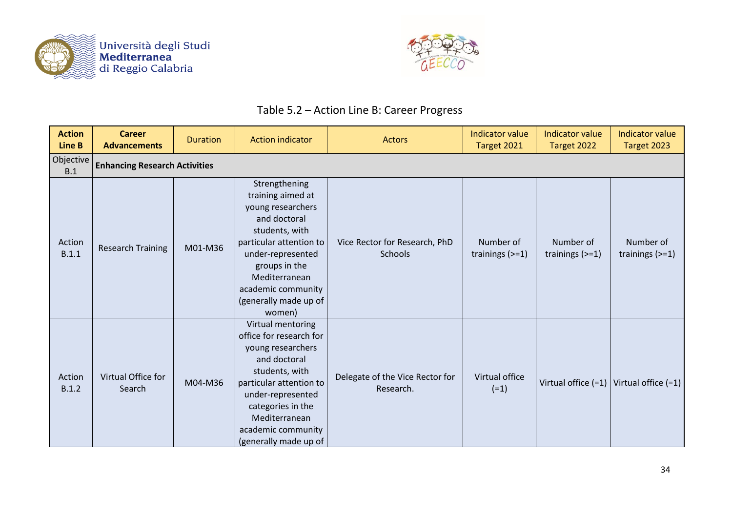Table 5.2 – Action Line B: Career Progress

| **Action Line B** | **Career Advancements** | Duration | Action indicator | Actors | Indicator value Target 2021 | Indicator value Target 2022 | Indicator value Target 2023 |
|---|---|---|---|---|---|---|---|
| Objective B.1 | **Enhancing Research Activities** | | | | | | |
| Action B.1.1 | Research Training | M01-M36 | Strengthening training aimed at young researchers and doctoral students, with particular attention to under-represented groups in the Mediterranean academic community (generally made up of women) | Vice Rector for Research, PhD Schools | Number of trainings (>=1) | Number of trainings (>=1) | Number of trainings (>=1) |
| Action B.1.2 | Virtual Office for Search | M04-M36 | Virtual mentoring office for research for young researchers and doctoral students, with particular attention to under-represented categories in the Mediterranean academic community (generally made up of | Delegate of the Vice Rector for Research. | Virtual office (=1) | Virtual office (=1) | Virtual office (=1) |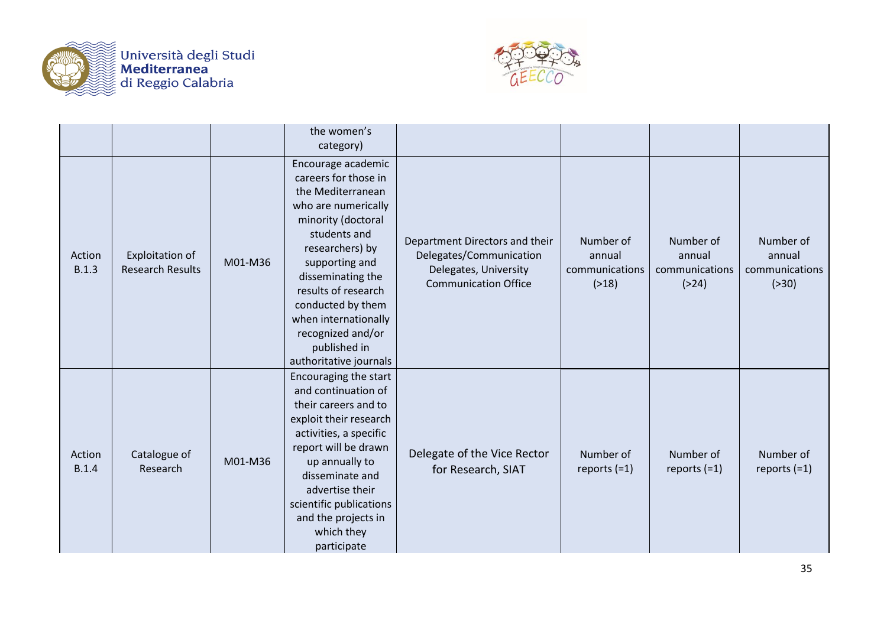| | | | | | | | |
|---|---|---|---|---|---|---|---|
| | | | the women's category) | | | | |
| Action B.1.3 | Exploitation of Research Results | M01-M36 | Encourage academic careers for those in the Mediterranean who are numerically minority (doctoral students and researchers) by supporting and disseminating the results of research conducted by them when internationally recognized and/or published in authoritative journals | Department Directors and their Delegates/Communication Delegates, University Communication Office | Number of annual communications (>18) | Number of annual communications (>24) | Number of annual communications (>30) |
| Action B.1.4 | Catalogue of Research | M01-M36 | Encouraging the start and continuation of their careers and to exploit their research activities, a specific report will be drawn up annually to disseminate and advertise their scientific publications and the projects in which they participate | Delegate of the Vice Rector for Research, SIAT | Number of reports (=1) | Number of reports (=1) | Number of reports (=1) |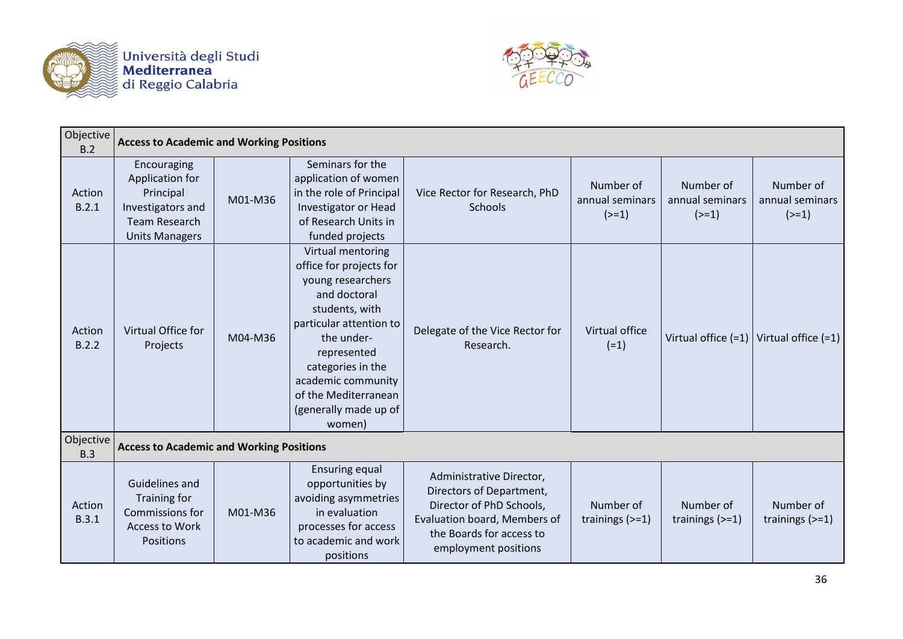| Objective B.2 | Access to Academic and Working Positions | | | | | | |
|---|---|---|---|---|---|---|---|
| Action B.2.1 | Encouraging Application for Principal Investigators and Team Research Units Managers | M01-M36 | Seminars for the application of women in the role of Principal Investigator or Head of Research Units in funded projects | Vice Rector for Research, PhD Schools | Number of annual seminars (>=1) | Number of annual seminars (>=1) | Number of annual seminars (>=1) |
| Action B.2.2 | Virtual Office for Projects | M04-M36 | Virtual mentoring office for projects for young researchers and doctoral students, with particular attention to the under-represented categories in the academic community of the Mediterranean (generally made up of women) | Delegate of the Vice Rector for Research. | Virtual office (=1) | Virtual office (=1) | Virtual office (=1) |
| **Objective B.3** | **Access to Academic and Working Positions** | | | | | | |
| Action B.3.1 | Guidelines and Training for Commissions for Access to Work Positions | M01-M36 | Ensuring equal opportunities by avoiding asymmetries in evaluation processes for access to academic and work positions | Administrative Director, Directors of Department, Director of PhD Schools, Evaluation board, Members of the Boards for access to employment positions | Number of trainings (>=1) | Number of trainings (>=1) | Number of trainings (>=1) |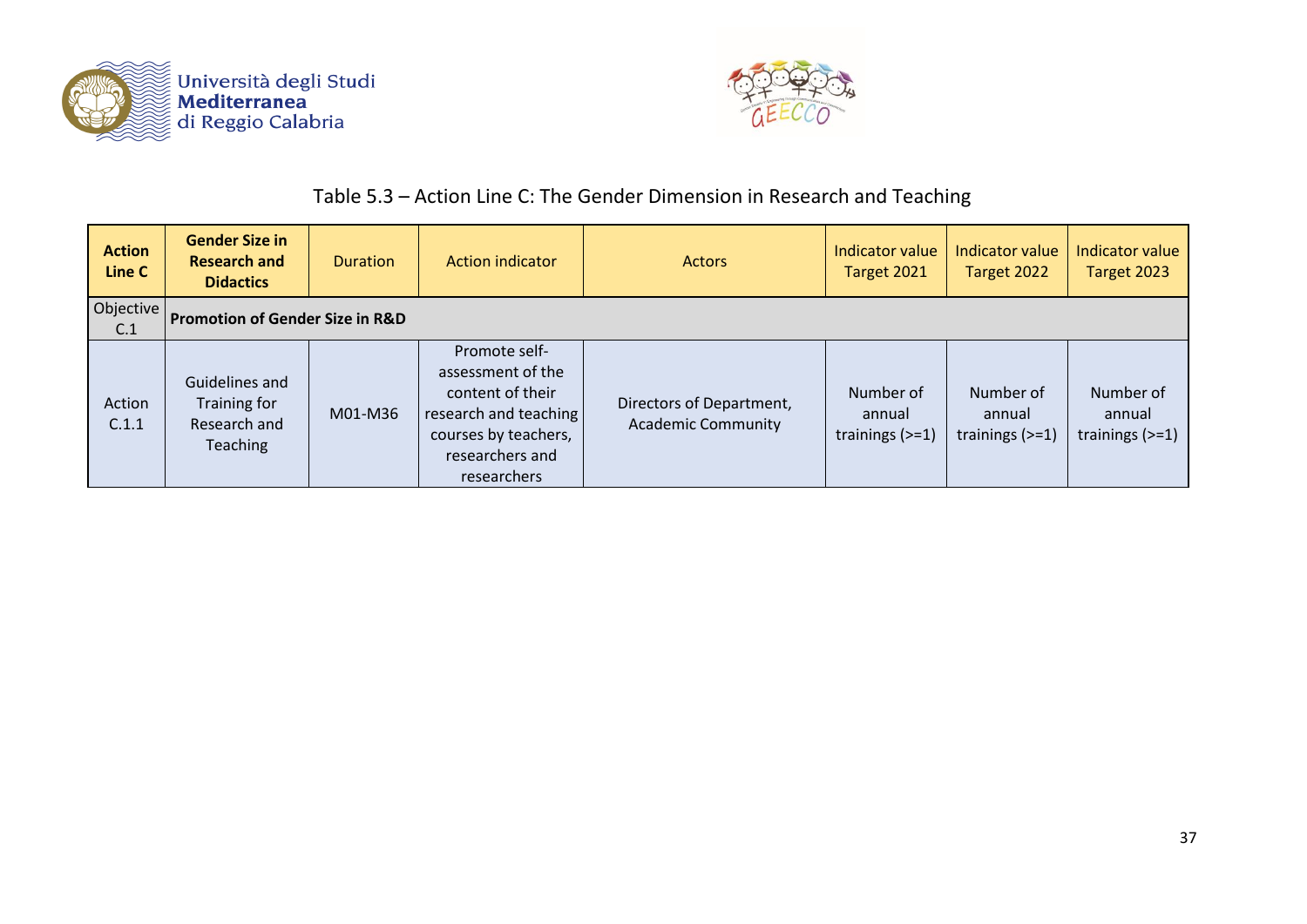Table 5.3 – Action Line C: The Gender Dimension in Research and Teaching

| **Action Line C** | **Gender Size in Research and Didactics** | Duration | Action indicator | Actors | Indicator value Target 2021 | Indicator value Target 2022 | Indicator value Target 2023 |
|---|---|---|---|---|---|---|---|
| Objective C.1 | **Promotion of Gender Size in R&D** | | | | | | |
| Action C.1.1 | Guidelines and Training for Research and Teaching | M01-M36 | Promote self-assessment of the content of their research and teaching courses by teachers, researchers and researchers | Directors of Department, Academic Community | Number of annual trainings (>=1) | Number of annual trainings (>=1) | Number of annual trainings (>=1) |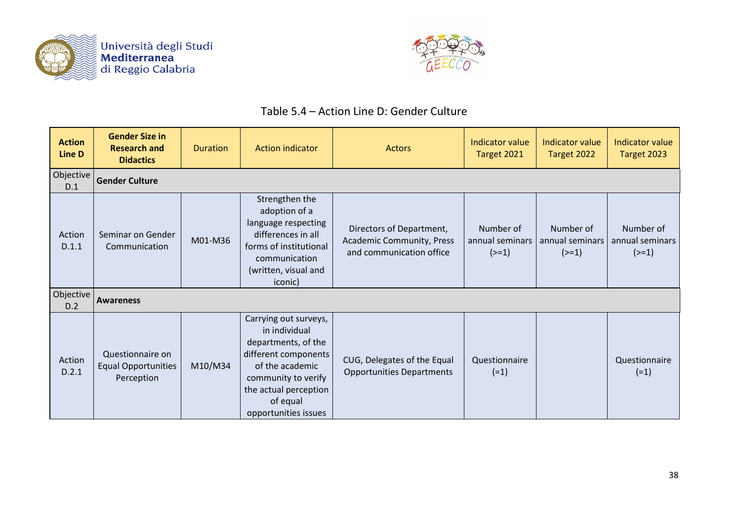Table 5.4 – Action Line D: Gender Culture

| Action Line D | Gender Size in Research and Didactics | Duration | Action indicator | Actors | Indicator value Target 2021 | Indicator value Target 2022 | Indicator value Target 2023 |
|---|---|---|---|---|---|---|---|
| Objective D.1 | **Gender Culture** | | | | | | |
| Action D.1.1 | Seminar on Gender Communication | M01-M36 | Strengthen the adoption of a language respecting differences in all forms of institutional communication (written, visual and iconic) | Directors of Department, Academic Community, Press and communication office | Number of annual seminars (>=1) | Number of annual seminars (>=1) | Number of annual seminars (>=1) |
| Objective D.2 | **Awareness** | | | | | | |
| Action D.2.1 | Questionnaire on Equal Opportunities Perception | M10/M34 | Carrying out surveys, in individual departments, of the different components of the academic community to verify the actual perception of equal opportunities issues | CUG, Delegates of the Equal Opportunities Departments | Questionnaire (=1) | | Questionnaire (=1) |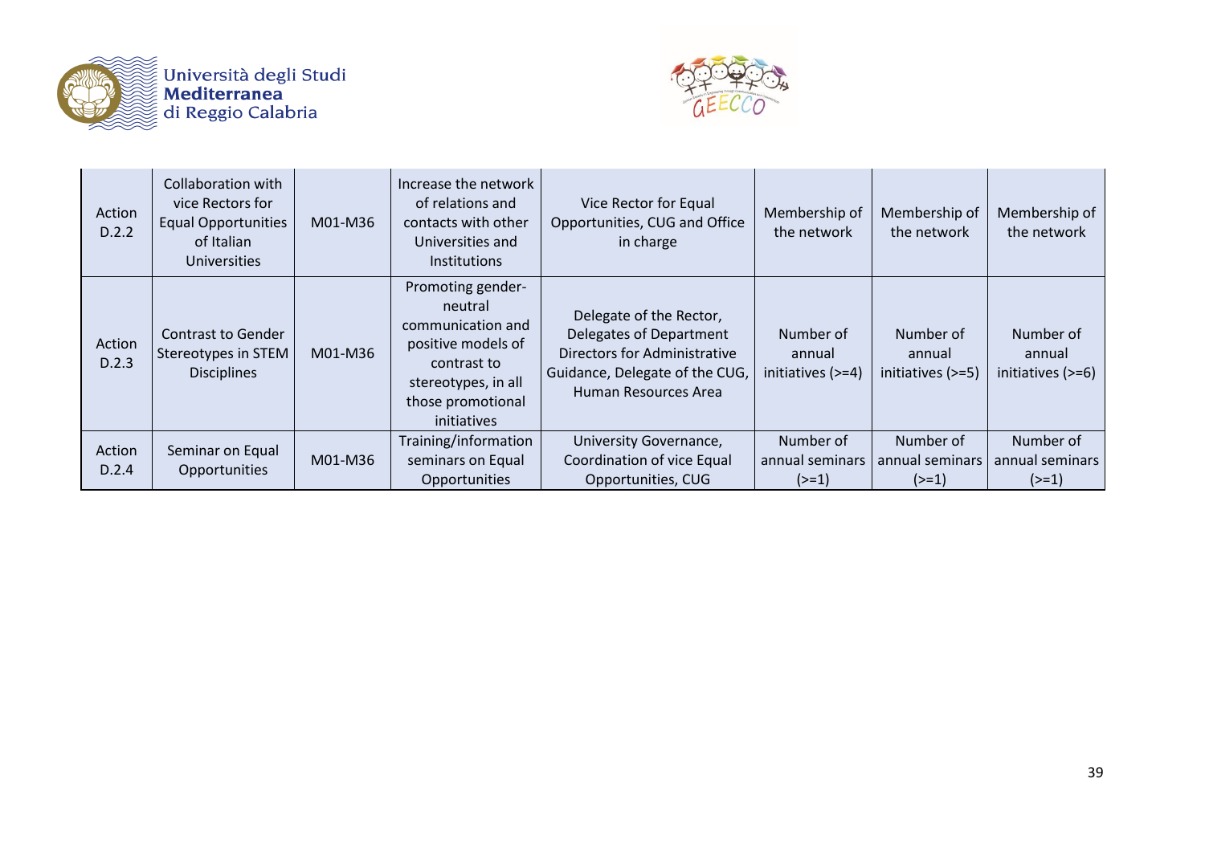| | | | | | | | |
|---|---|---|---|---|---|---|---|
| Action D.2.2 | Collaboration with vice Rectors for Equal Opportunities of Italian Universities | M01-M36 | Increase the network of relations and contacts with other Universities and Institutions | Vice Rector for Equal Opportunities, CUG and Office in charge | Membership of the network | Membership of the network | Membership of the network |
| Action D.2.3 | Contrast to Gender Stereotypes in STEM Disciplines | M01-M36 | Promoting gender-neutral communication and positive models of contrast to stereotypes, in all those promotional initiatives | Delegate of the Rector, Delegates of Department Directors for Administrative Guidance, Delegate of the CUG, Human Resources Area | Number of annual initiatives (>=4) | Number of annual initiatives (>=5) | Number of annual initiatives (>=6) |
| Action D.2.4 | Seminar on Equal Opportunities | M01-M36 | Training/information seminars on Equal Opportunities | University Governance, Coordination of vice Equal Opportunities, CUG | Number of annual seminars (>=1) | Number of annual seminars (>=1) | Number of annual seminars (>=1) |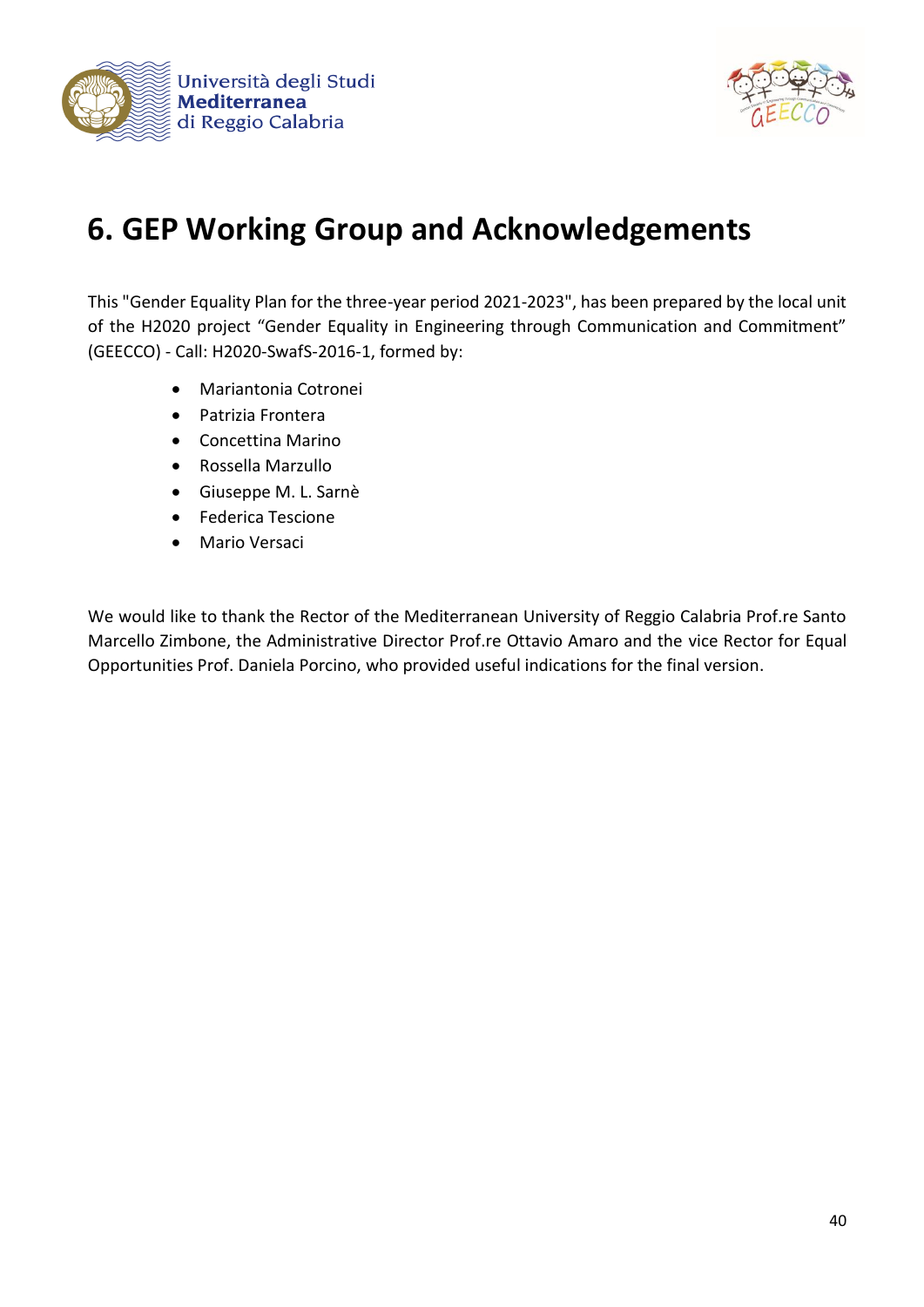# 6. GEP Working Group and Acknowledgements

This "Gender Equality Plan for the three-year period 2021-2023", has been prepared by the local unit of the H2020 project “Gender Equality in Engineering through Communication and Commitment” (GEECCO) - Call: H2020-SwafS-2016-1, formed by:

- Mariantonia Cotronei
- Patrizia Frontera
- Concettina Marino
- Rossella Marzullo
- Giuseppe M. L. Sarnè
- Federica Tescione
- Mario Versaci

We would like to thank the Rector of the Mediterranean University of Reggio Calabria Prof.re Santo Marcello Zimbone, the Administrative Director Prof.re Ottavio Amaro and the vice Rector for Equal Opportunities Prof. Daniela Porcino, who provided useful indications for the final version.